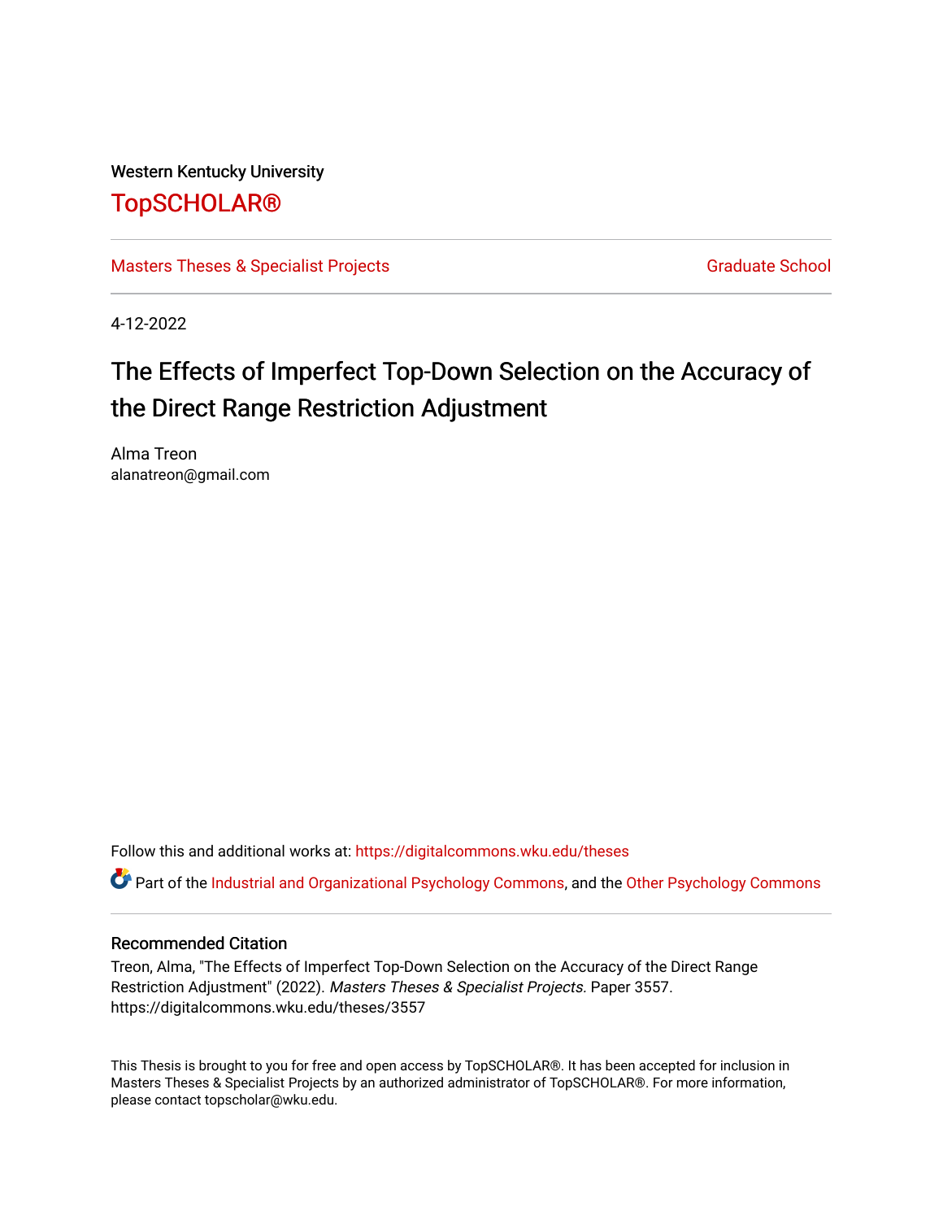Western Kentucky University

# TopSCHOLAR®

Masters Theses & Specialist Projects | Graduate School

4-12-2022

## The Effects of Imperfect Top-Down Selection on the Accuracy of the Direct Range Restriction Adjustment

Alma Treon
alanatreon@gmail.com

Follow this and additional works at: https://digitalcommons.wku.edu/theses

Part of the Industrial and Organizational Psychology Commons, and the Other Psychology Commons

### Recommended Citation

Treon, Alma, "The Effects of Imperfect Top-Down Selection on the Accuracy of the Direct Range Restriction Adjustment" (2022). *Masters Theses & Specialist Projects.* Paper 3557.
https://digitalcommons.wku.edu/theses/3557

This Thesis is brought to you for free and open access by TopSCHOLAR®. It has been accepted for inclusion in Masters Theses & Specialist Projects by an authorized administrator of TopSCHOLAR®. For more information, please contact topscholar@wku.edu.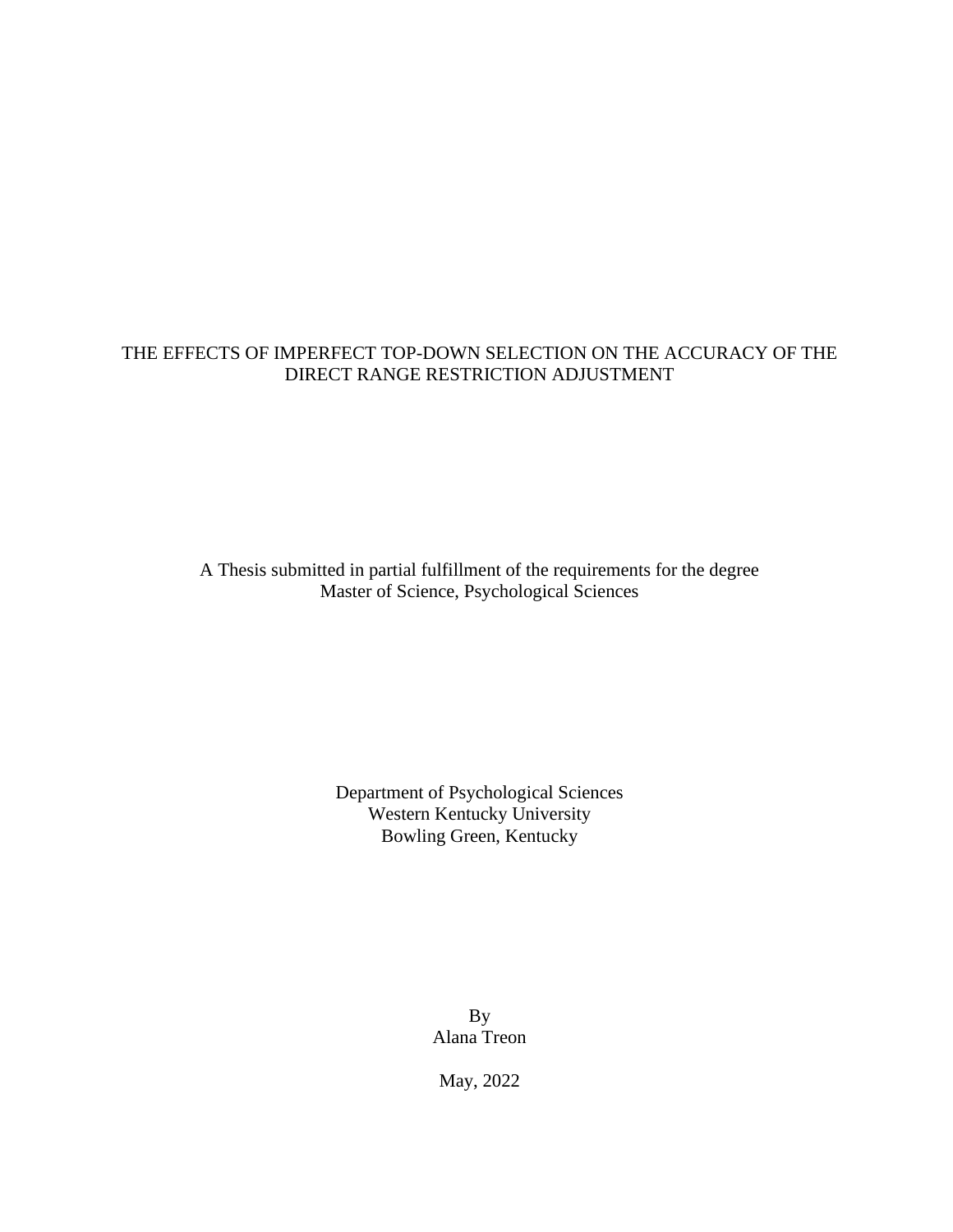# THE EFFECTS OF IMPERFECT TOP-DOWN SELECTION ON THE ACCURACY OF THE DIRECT RANGE RESTRICTION ADJUSTMENT

A Thesis submitted in partial fulfillment of the requirements for the degree
Master of Science, Psychological Sciences

Department of Psychological Sciences
Western Kentucky University
Bowling Green, Kentucky

By
Alana Treon

May, 2022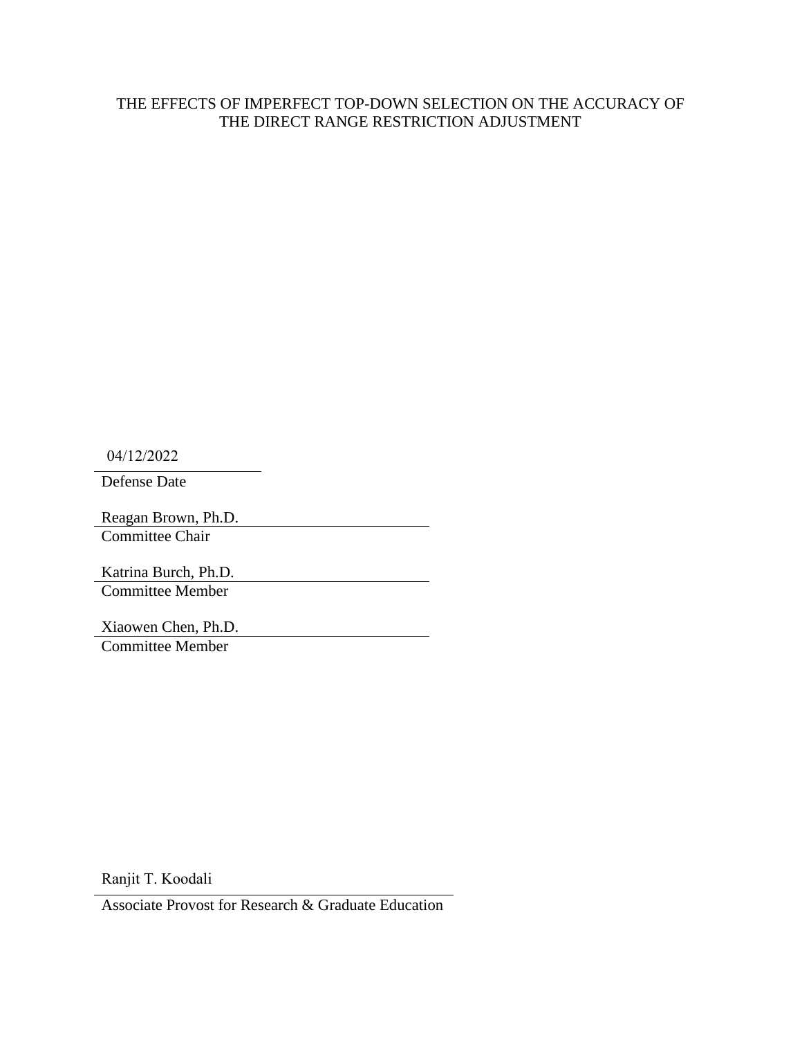THE EFFECTS OF IMPERFECT TOP-DOWN SELECTION ON THE ACCURACY OF THE DIRECT RANGE RESTRICTION ADJUSTMENT

04/12/2022

Defense Date

Reagan Brown, Ph.D.

Committee Chair

Katrina Burch, Ph.D.

Committee Member

Xiaowen Chen, Ph.D.

Committee Member

Ranjit T. Koodali

Associate Provost for Research & Graduate Education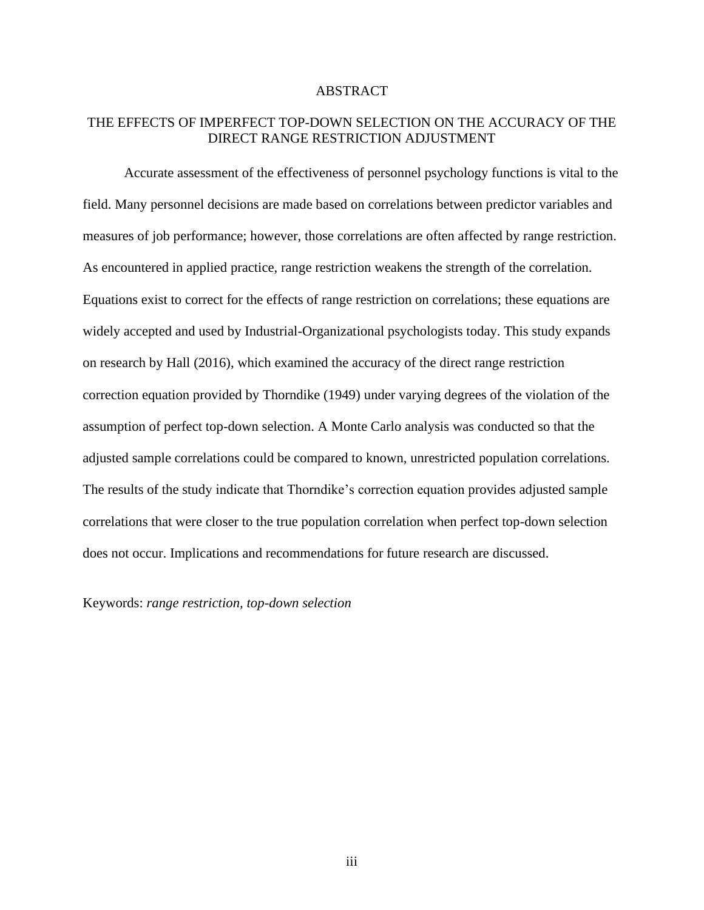# ABSTRACT

## THE EFFECTS OF IMPERFECT TOP-DOWN SELECTION ON THE ACCURACY OF THE DIRECT RANGE RESTRICTION ADJUSTMENT

Accurate assessment of the effectiveness of personnel psychology functions is vital to the field. Many personnel decisions are made based on correlations between predictor variables and measures of job performance; however, those correlations are often affected by range restriction. As encountered in applied practice, range restriction weakens the strength of the correlation. Equations exist to correct for the effects of range restriction on correlations; these equations are widely accepted and used by Industrial-Organizational psychologists today. This study expands on research by Hall (2016), which examined the accuracy of the direct range restriction correction equation provided by Thorndike (1949) under varying degrees of the violation of the assumption of perfect top-down selection. A Monte Carlo analysis was conducted so that the adjusted sample correlations could be compared to known, unrestricted population correlations. The results of the study indicate that Thorndike's correction equation provides adjusted sample correlations that were closer to the true population correlation when perfect top-down selection does not occur. Implications and recommendations for future research are discussed.

Keywords: *range restriction, top-down selection*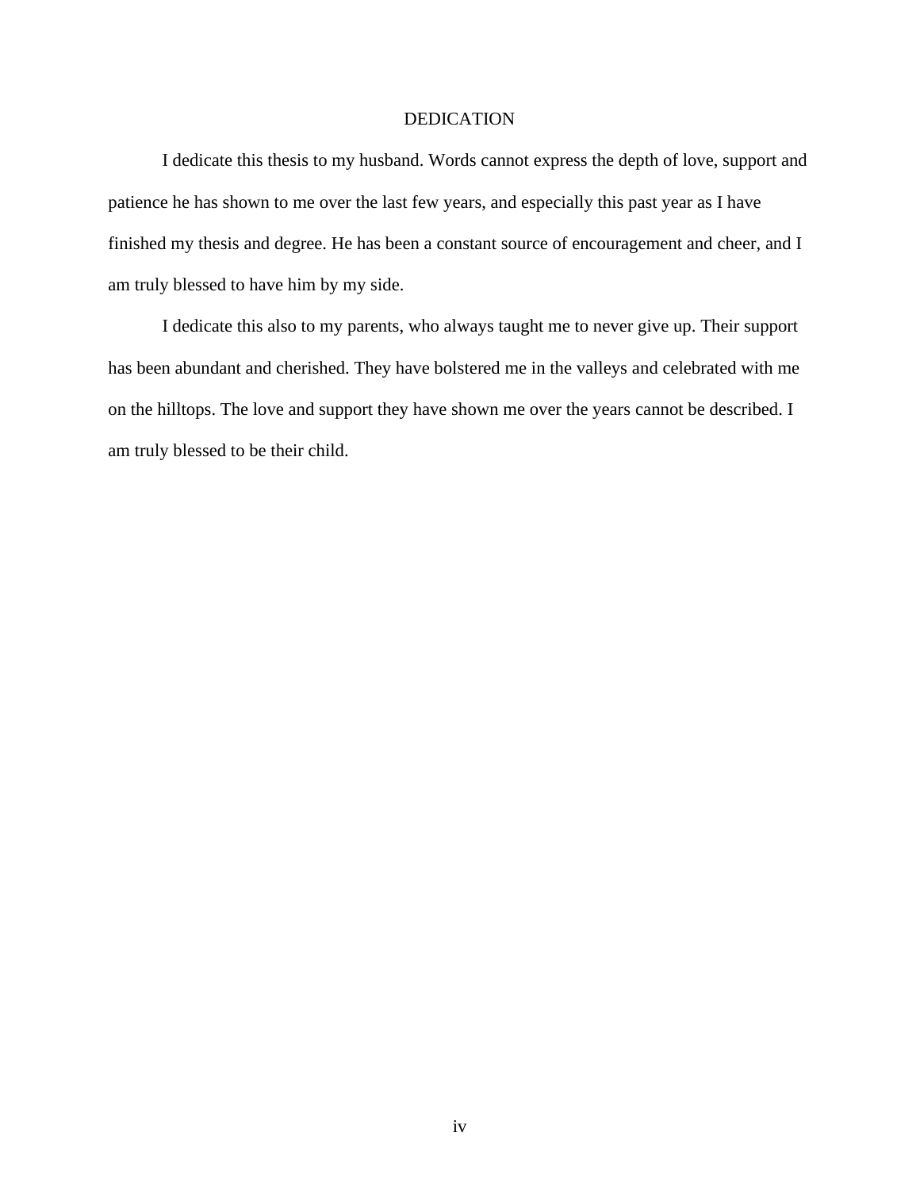# DEDICATION

I dedicate this thesis to my husband. Words cannot express the depth of love, support and patience he has shown to me over the last few years, and especially this past year as I have finished my thesis and degree. He has been a constant source of encouragement and cheer, and I am truly blessed to have him by my side.

I dedicate this also to my parents, who always taught me to never give up. Their support has been abundant and cherished. They have bolstered me in the valleys and celebrated with me on the hilltops. The love and support they have shown me over the years cannot be described. I am truly blessed to be their child.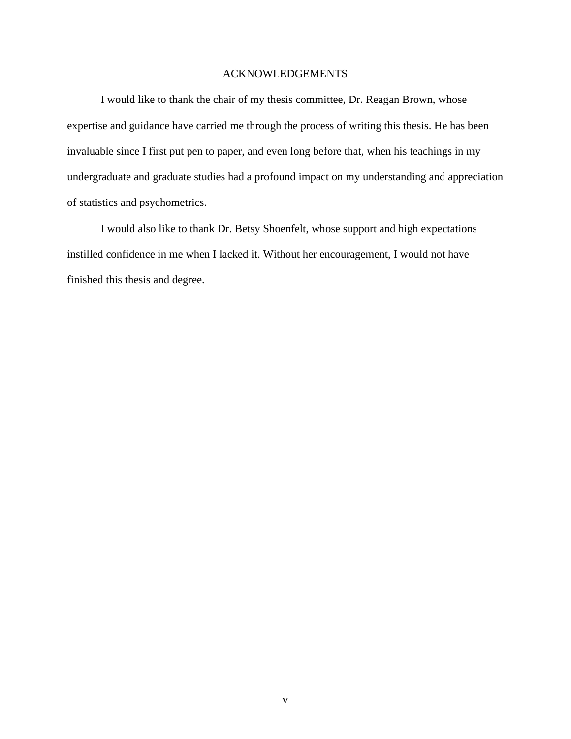# ACKNOWLEDGEMENTS

I would like to thank the chair of my thesis committee, Dr. Reagan Brown, whose expertise and guidance have carried me through the process of writing this thesis. He has been invaluable since I first put pen to paper, and even long before that, when his teachings in my undergraduate and graduate studies had a profound impact on my understanding and appreciation of statistics and psychometrics.

I would also like to thank Dr. Betsy Shoenfelt, whose support and high expectations instilled confidence in me when I lacked it. Without her encouragement, I would not have finished this thesis and degree.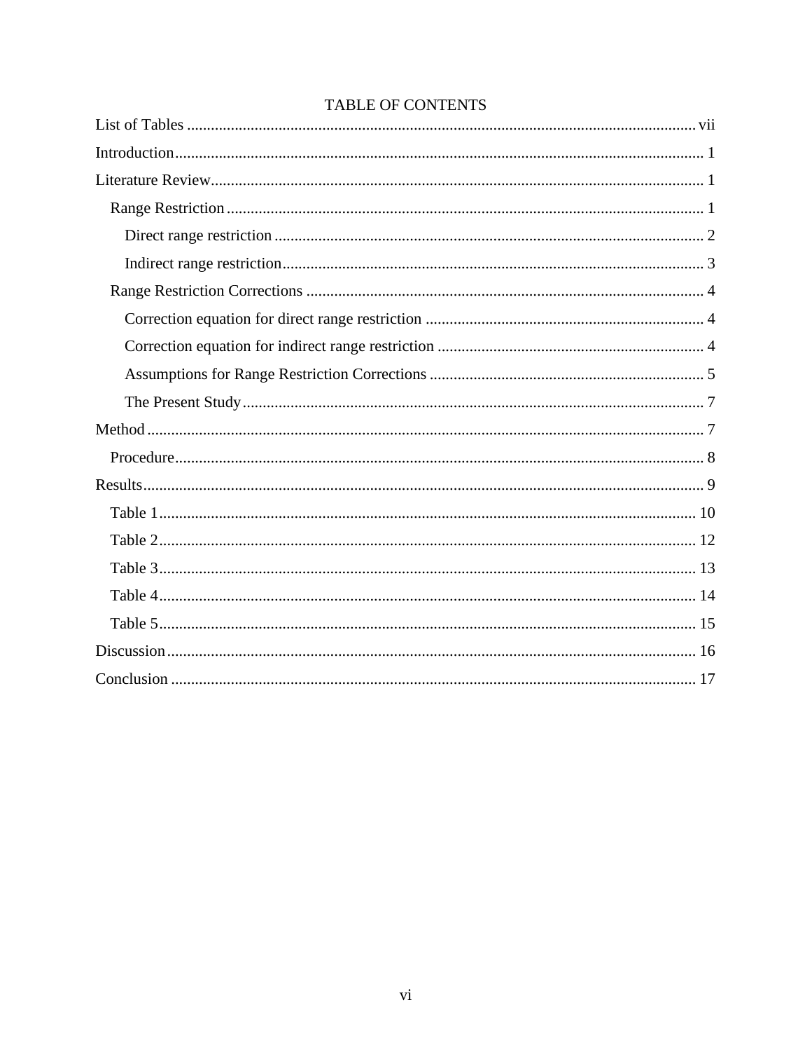# TABLE OF CONTENTS

List of Tables ........................................................................................................ vii

Introduction........................................................................................................ 1

Literature Review................................................................................................ 1

- Range Restriction ........................................................................................... 1
  - Direct range restriction ............................................................................. 2
  - Indirect range restriction........................................................................... 3
- Range Restriction Corrections ....................................................................... 4
  - Correction equation for direct range restriction ...................................... 4
  - Correction equation for indirect range restriction .................................... 4
  - Assumptions for Range Restriction Corrections ...................................... 5
  - The Present Study..................................................................................... 7

Method ............................................................................................................... 7

- Procedure......................................................................................................... 8

Results................................................................................................................. 9

- Table 1............................................................................................................ 10
- Table 2............................................................................................................ 12
- Table 3............................................................................................................ 13
- Table 4............................................................................................................ 14
- Table 5............................................................................................................ 15

Discussion ........................................................................................................... 16

Conclusion .......................................................................................................... 17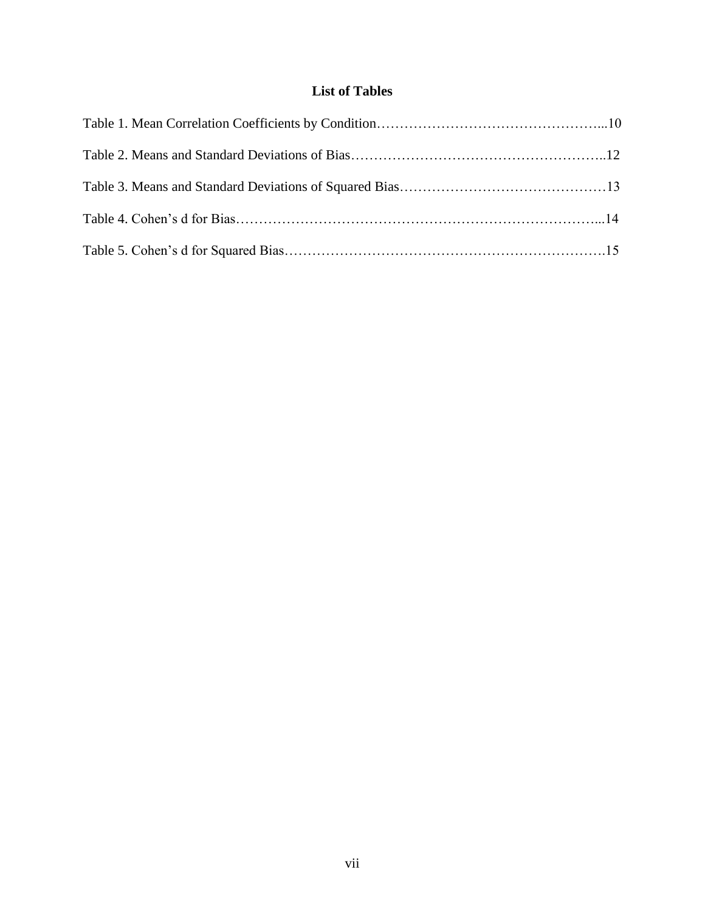# List of Tables

Table 1. Mean Correlation Coefficients by Condition…………………………………………...10

Table 2. Means and Standard Deviations of Bias………………………………………………..12

Table 3. Means and Standard Deviations of Squared Bias………………………………………13

Table 4. Cohen's d for Bias……………………………………………………………………...14

Table 5. Cohen's d for Squared Bias…………………………………………………………….15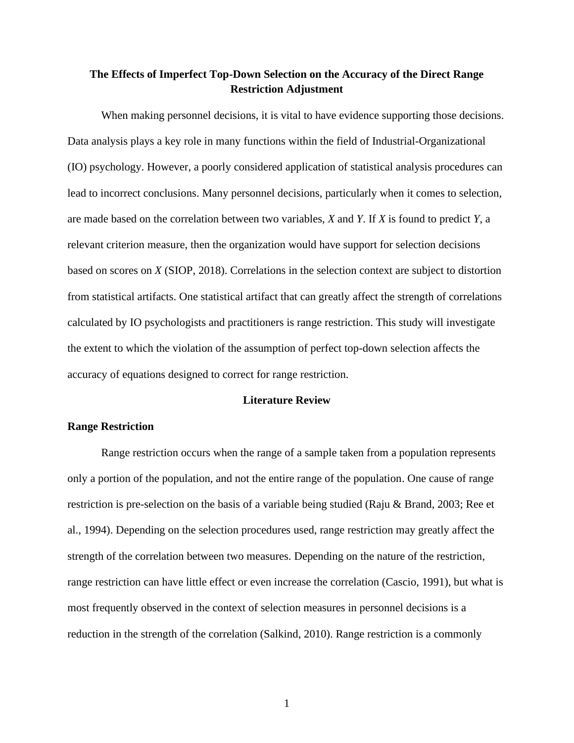# The Effects of Imperfect Top-Down Selection on the Accuracy of the Direct Range Restriction Adjustment

When making personnel decisions, it is vital to have evidence supporting those decisions. Data analysis plays a key role in many functions within the field of Industrial-Organizational (IO) psychology. However, a poorly considered application of statistical analysis procedures can lead to incorrect conclusions. Many personnel decisions, particularly when it comes to selection, are made based on the correlation between two variables, *X* and *Y*. If *X* is found to predict *Y*, a relevant criterion measure, then the organization would have support for selection decisions based on scores on *X* (SIOP, 2018). Correlations in the selection context are subject to distortion from statistical artifacts. One statistical artifact that can greatly affect the strength of correlations calculated by IO psychologists and practitioners is range restriction. This study will investigate the extent to which the violation of the assumption of perfect top-down selection affects the accuracy of equations designed to correct for range restriction.

## Literature Review

### Range Restriction

Range restriction occurs when the range of a sample taken from a population represents only a portion of the population, and not the entire range of the population. One cause of range restriction is pre-selection on the basis of a variable being studied (Raju & Brand, 2003; Ree et al., 1994). Depending on the selection procedures used, range restriction may greatly affect the strength of the correlation between two measures. Depending on the nature of the restriction, range restriction can have little effect or even increase the correlation (Cascio, 1991), but what is most frequently observed in the context of selection measures in personnel decisions is a reduction in the strength of the correlation (Salkind, 2010). Range restriction is a commonly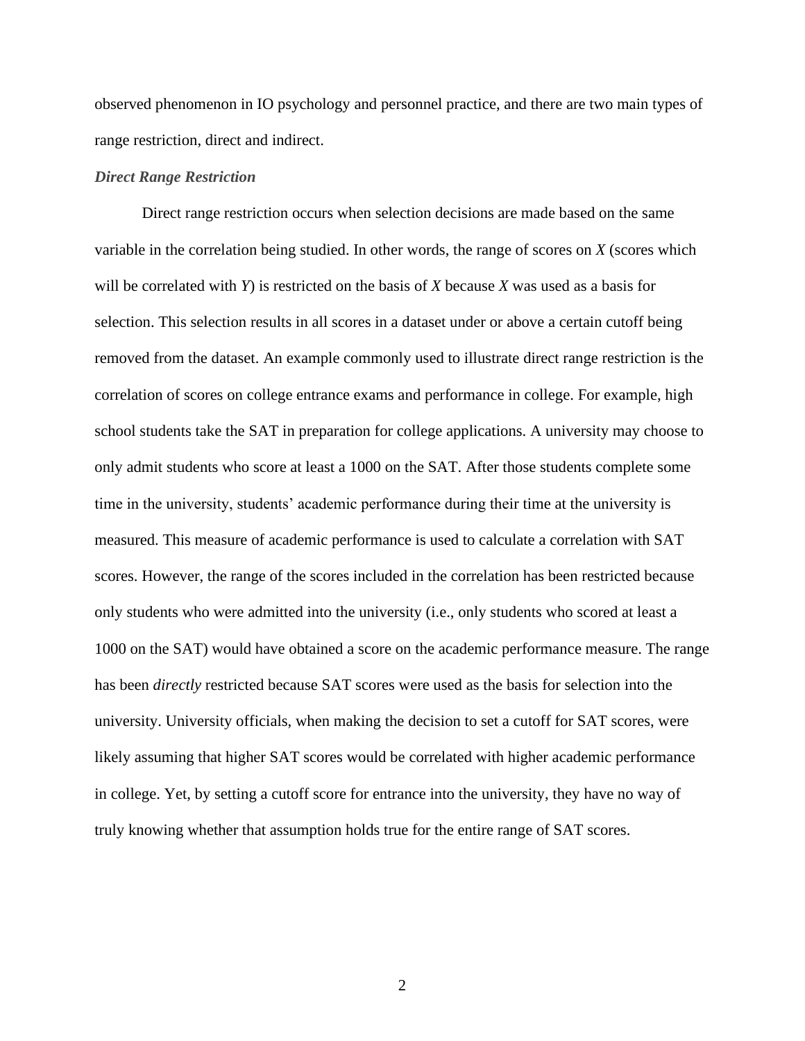observed phenomenon in IO psychology and personnel practice, and there are two main types of range restriction, direct and indirect.

### *Direct Range Restriction*

Direct range restriction occurs when selection decisions are made based on the same variable in the correlation being studied. In other words, the range of scores on *X* (scores which will be correlated with *Y*) is restricted on the basis of *X* because *X* was used as a basis for selection. This selection results in all scores in a dataset under or above a certain cutoff being removed from the dataset. An example commonly used to illustrate direct range restriction is the correlation of scores on college entrance exams and performance in college. For example, high school students take the SAT in preparation for college applications. A university may choose to only admit students who score at least a 1000 on the SAT. After those students complete some time in the university, students' academic performance during their time at the university is measured. This measure of academic performance is used to calculate a correlation with SAT scores. However, the range of the scores included in the correlation has been restricted because only students who were admitted into the university (i.e., only students who scored at least a 1000 on the SAT) would have obtained a score on the academic performance measure. The range has been *directly* restricted because SAT scores were used as the basis for selection into the university. University officials, when making the decision to set a cutoff for SAT scores, were likely assuming that higher SAT scores would be correlated with higher academic performance in college. Yet, by setting a cutoff score for entrance into the university, they have no way of truly knowing whether that assumption holds true for the entire range of SAT scores.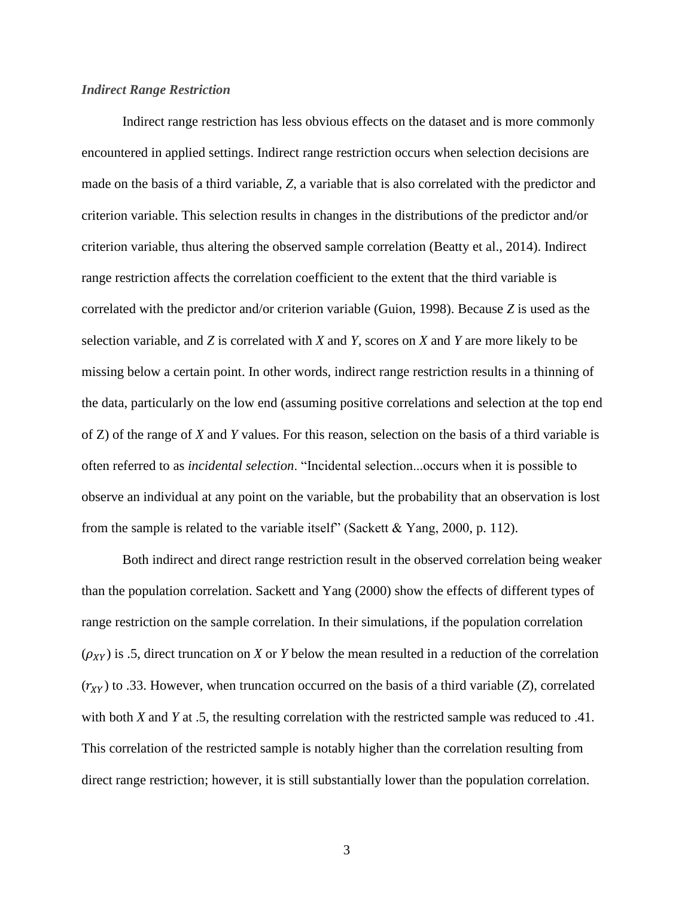### *Indirect Range Restriction*

Indirect range restriction has less obvious effects on the dataset and is more commonly encountered in applied settings. Indirect range restriction occurs when selection decisions are made on the basis of a third variable, *Z*, a variable that is also correlated with the predictor and criterion variable. This selection results in changes in the distributions of the predictor and/or criterion variable, thus altering the observed sample correlation (Beatty et al., 2014). Indirect range restriction affects the correlation coefficient to the extent that the third variable is correlated with the predictor and/or criterion variable (Guion, 1998). Because *Z* is used as the selection variable, and *Z* is correlated with *X* and *Y*, scores on *X* and *Y* are more likely to be missing below a certain point. In other words, indirect range restriction results in a thinning of the data, particularly on the low end (assuming positive correlations and selection at the top end of Z) of the range of *X* and *Y* values. For this reason, selection on the basis of a third variable is often referred to as *incidental selection*. "Incidental selection...occurs when it is possible to observe an individual at any point on the variable, but the probability that an observation is lost from the sample is related to the variable itself" (Sackett & Yang, 2000, p. 112).

Both indirect and direct range restriction result in the observed correlation being weaker than the population correlation. Sackett and Yang (2000) show the effects of different types of range restriction on the sample correlation. In their simulations, if the population correlation ($\rho_{XY}$) is .5, direct truncation on *X* or *Y* below the mean resulted in a reduction of the correlation ($r_{XY}$) to .33. However, when truncation occurred on the basis of a third variable (*Z*), correlated with both *X* and *Y* at .5, the resulting correlation with the restricted sample was reduced to .41. This correlation of the restricted sample is notably higher than the correlation resulting from direct range restriction; however, it is still substantially lower than the population correlation.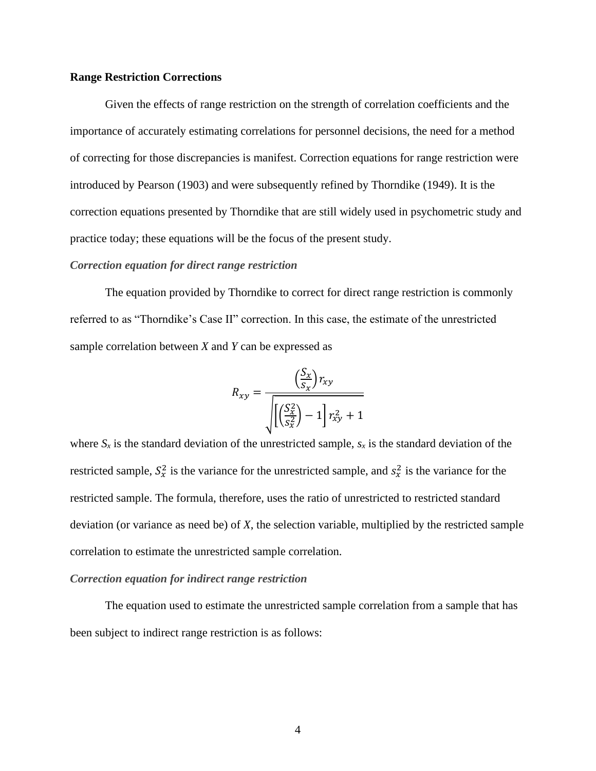**Range Restriction Corrections**

Given the effects of range restriction on the strength of correlation coefficients and the importance of accurately estimating correlations for personnel decisions, the need for a method of correcting for those discrepancies is manifest. Correction equations for range restriction were introduced by Pearson (1903) and were subsequently refined by Thorndike (1949). It is the correction equations presented by Thorndike that are still widely used in psychometric study and practice today; these equations will be the focus of the present study.

***Correction equation for direct range restriction***

The equation provided by Thorndike to correct for direct range restriction is commonly referred to as "Thorndike's Case II" correction. In this case, the estimate of the unrestricted sample correlation between *X* and *Y* can be expressed as

$$R_{xy} = \frac{\left(\frac{S_x}{s_x}\right) r_{xy}}{\sqrt{\left[\left(\frac{S_x^2}{s_x^2}\right) - 1\right] r_{xy}^2 + 1}}$$

where $S_x$ is the standard deviation of the unrestricted sample, $s_x$ is the standard deviation of the restricted sample, $S_x^2$ is the variance for the unrestricted sample, and $s_x^2$ is the variance for the restricted sample. The formula, therefore, uses the ratio of unrestricted to restricted standard deviation (or variance as need be) of *X*, the selection variable, multiplied by the restricted sample correlation to estimate the unrestricted sample correlation.

***Correction equation for indirect range restriction***

The equation used to estimate the unrestricted sample correlation from a sample that has been subject to indirect range restriction is as follows: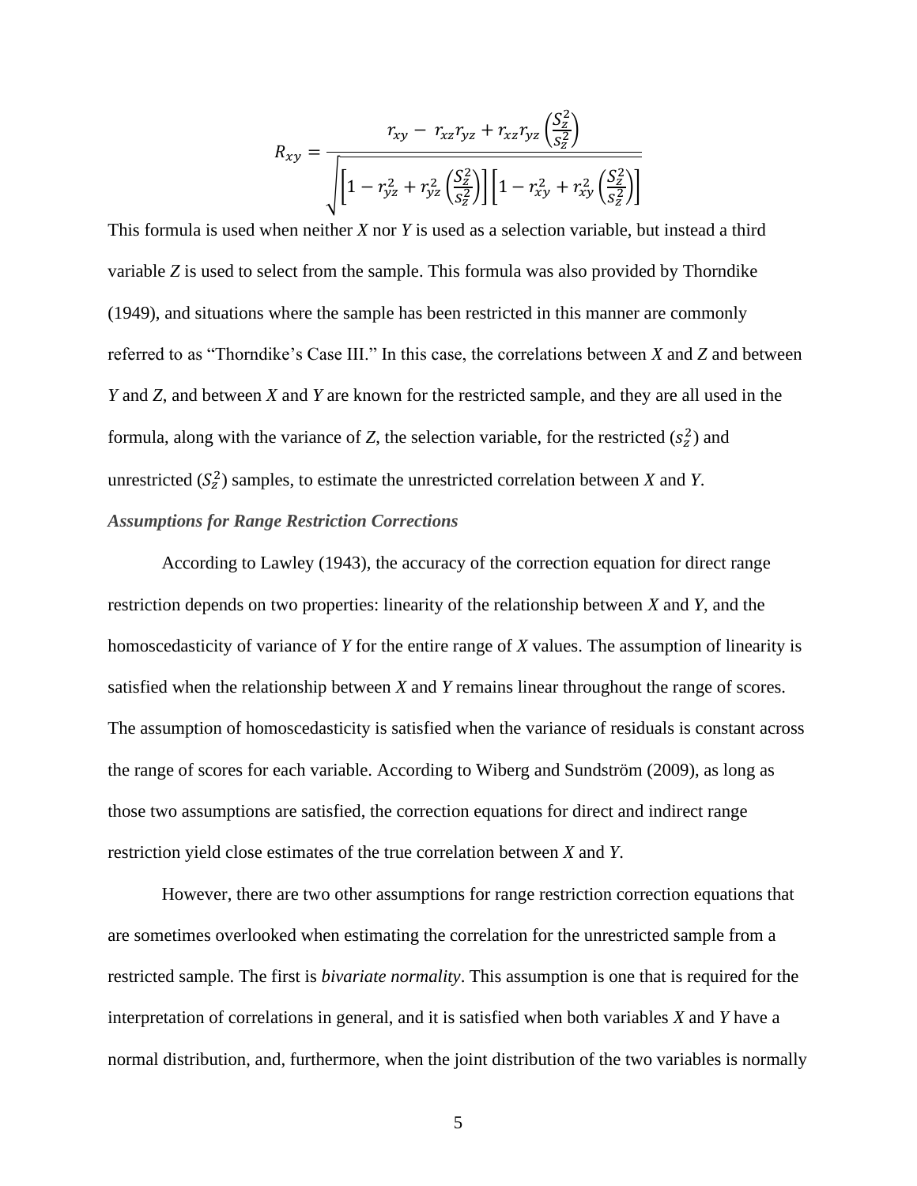$$R_{xy} = \frac{r_{xy} - r_{xz}r_{yz} + r_{xz}r_{yz}\left(\frac{S_z^2}{s_z^2}\right)}{\sqrt{\left[1 - r_{yz}^2 + r_{yz}^2\left(\frac{S_z^2}{s_z^2}\right)\right]\left[1 - r_{xy}^2 + r_{xy}^2\left(\frac{S_z^2}{s_z^2}\right)\right]}}$$

This formula is used when neither *X* nor *Y* is used as a selection variable, but instead a third variable *Z* is used to select from the sample. This formula was also provided by Thorndike (1949), and situations where the sample has been restricted in this manner are commonly referred to as "Thorndike's Case III." In this case, the correlations between *X* and *Z* and between *Y* and *Z*, and between *X* and *Y* are known for the restricted sample, and they are all used in the formula, along with the variance of *Z*, the selection variable, for the restricted ($s_z^2$) and unrestricted ($S_z^2$) samples, to estimate the unrestricted correlation between *X* and *Y*.

### *Assumptions for Range Restriction Corrections*

According to Lawley (1943), the accuracy of the correction equation for direct range restriction depends on two properties: linearity of the relationship between *X* and *Y*, and the homoscedasticity of variance of *Y* for the entire range of *X* values. The assumption of linearity is satisfied when the relationship between *X* and *Y* remains linear throughout the range of scores. The assumption of homoscedasticity is satisfied when the variance of residuals is constant across the range of scores for each variable. According to Wiberg and Sundström (2009), as long as those two assumptions are satisfied, the correction equations for direct and indirect range restriction yield close estimates of the true correlation between *X* and *Y*.

However, there are two other assumptions for range restriction correction equations that are sometimes overlooked when estimating the correlation for the unrestricted sample from a restricted sample. The first is *bivariate normality*. This assumption is one that is required for the interpretation of correlations in general, and it is satisfied when both variables *X* and *Y* have a normal distribution, and, furthermore, when the joint distribution of the two variables is normally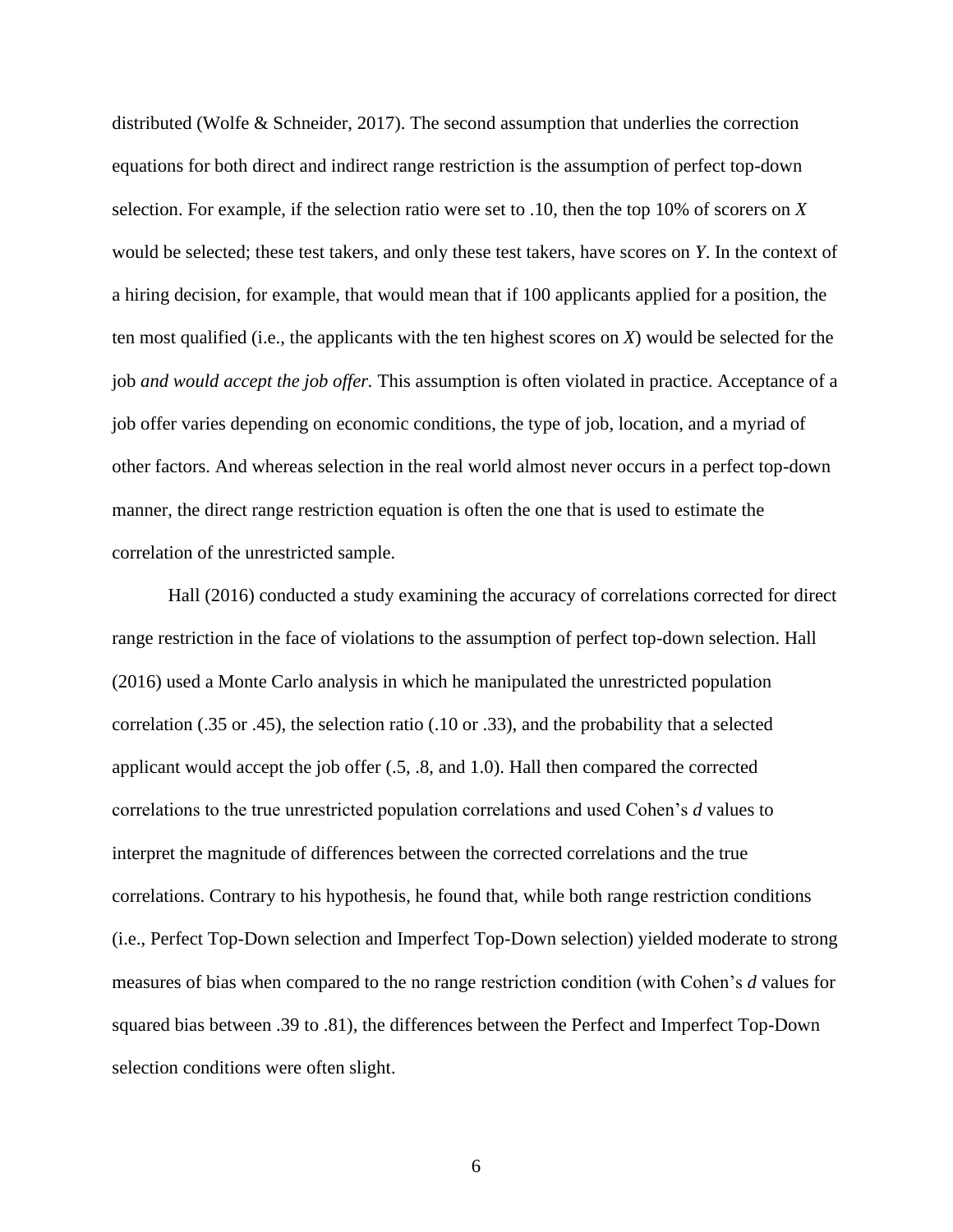distributed (Wolfe & Schneider, 2017). The second assumption that underlies the correction equations for both direct and indirect range restriction is the assumption of perfect top-down selection. For example, if the selection ratio were set to .10, then the top 10% of scorers on $X$ would be selected; these test takers, and only these test takers, have scores on $Y$. In the context of a hiring decision, for example, that would mean that if 100 applicants applied for a position, the ten most qualified (i.e., the applicants with the ten highest scores on $X$) would be selected for the job *and would accept the job offer.* This assumption is often violated in practice. Acceptance of a job offer varies depending on economic conditions, the type of job, location, and a myriad of other factors. And whereas selection in the real world almost never occurs in a perfect top-down manner, the direct range restriction equation is often the one that is used to estimate the correlation of the unrestricted sample.

Hall (2016) conducted a study examining the accuracy of correlations corrected for direct range restriction in the face of violations to the assumption of perfect top-down selection. Hall (2016) used a Monte Carlo analysis in which he manipulated the unrestricted population correlation (.35 or .45), the selection ratio (.10 or .33), and the probability that a selected applicant would accept the job offer (.5, .8, and 1.0). Hall then compared the corrected correlations to the true unrestricted population correlations and used Cohen's $d$ values to interpret the magnitude of differences between the corrected correlations and the true correlations. Contrary to his hypothesis, he found that, while both range restriction conditions (i.e., Perfect Top-Down selection and Imperfect Top-Down selection) yielded moderate to strong measures of bias when compared to the no range restriction condition (with Cohen's $d$ values for squared bias between .39 to .81), the differences between the Perfect and Imperfect Top-Down selection conditions were often slight.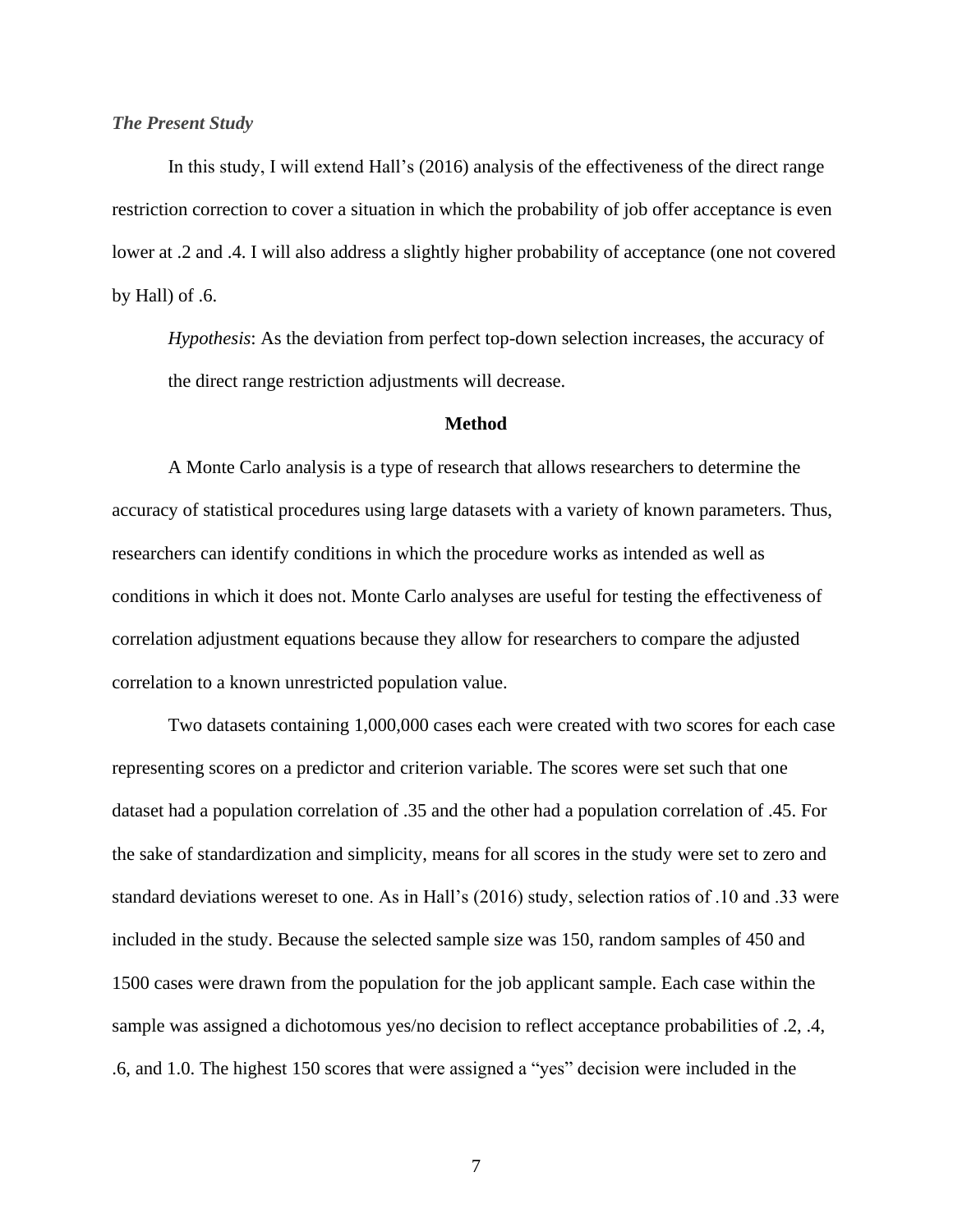*The Present Study*

In this study, I will extend Hall's (2016) analysis of the effectiveness of the direct range restriction correction to cover a situation in which the probability of job offer acceptance is even lower at .2 and .4. I will also address a slightly higher probability of acceptance (one not covered by Hall) of .6.

*Hypothesis*: As the deviation from perfect top-down selection increases, the accuracy of the direct range restriction adjustments will decrease.

**Method**

A Monte Carlo analysis is a type of research that allows researchers to determine the accuracy of statistical procedures using large datasets with a variety of known parameters. Thus, researchers can identify conditions in which the procedure works as intended as well as conditions in which it does not. Monte Carlo analyses are useful for testing the effectiveness of correlation adjustment equations because they allow for researchers to compare the adjusted correlation to a known unrestricted population value.

Two datasets containing 1,000,000 cases each were created with two scores for each case representing scores on a predictor and criterion variable. The scores were set such that one dataset had a population correlation of .35 and the other had a population correlation of .45. For the sake of standardization and simplicity, means for all scores in the study were set to zero and standard deviations wereset to one. As in Hall's (2016) study, selection ratios of .10 and .33 were included in the study. Because the selected sample size was 150, random samples of 450 and 1500 cases were drawn from the population for the job applicant sample. Each case within the sample was assigned a dichotomous yes/no decision to reflect acceptance probabilities of .2, .4, .6, and 1.0. The highest 150 scores that were assigned a "yes" decision were included in the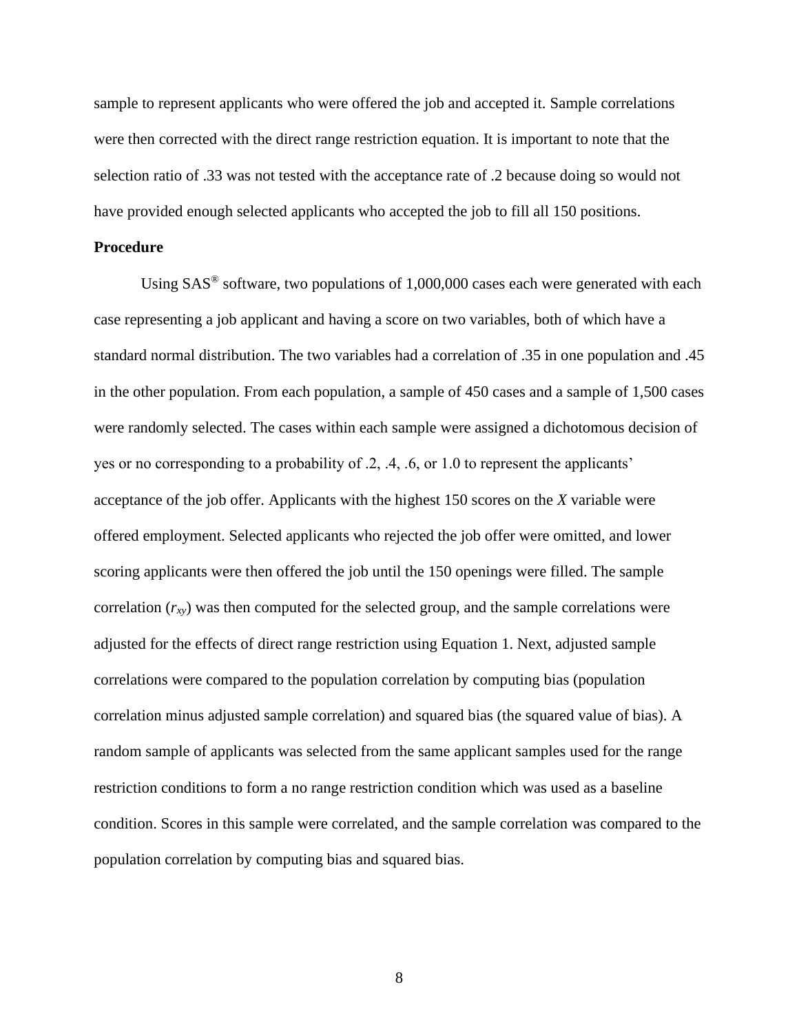sample to represent applicants who were offered the job and accepted it. Sample correlations were then corrected with the direct range restriction equation. It is important to note that the selection ratio of .33 was not tested with the acceptance rate of .2 because doing so would not have provided enough selected applicants who accepted the job to fill all 150 positions.

**Procedure**

Using SAS® software, two populations of 1,000,000 cases each were generated with each case representing a job applicant and having a score on two variables, both of which have a standard normal distribution. The two variables had a correlation of .35 in one population and .45 in the other population. From each population, a sample of 450 cases and a sample of 1,500 cases were randomly selected. The cases within each sample were assigned a dichotomous decision of yes or no corresponding to a probability of .2, .4, .6, or 1.0 to represent the applicants' acceptance of the job offer. Applicants with the highest 150 scores on the *X* variable were offered employment. Selected applicants who rejected the job offer were omitted, and lower scoring applicants were then offered the job until the 150 openings were filled. The sample correlation ($r_{xy}$) was then computed for the selected group, and the sample correlations were adjusted for the effects of direct range restriction using Equation 1. Next, adjusted sample correlations were compared to the population correlation by computing bias (population correlation minus adjusted sample correlation) and squared bias (the squared value of bias). A random sample of applicants was selected from the same applicant samples used for the range restriction conditions to form a no range restriction condition which was used as a baseline condition. Scores in this sample were correlated, and the sample correlation was compared to the population correlation by computing bias and squared bias.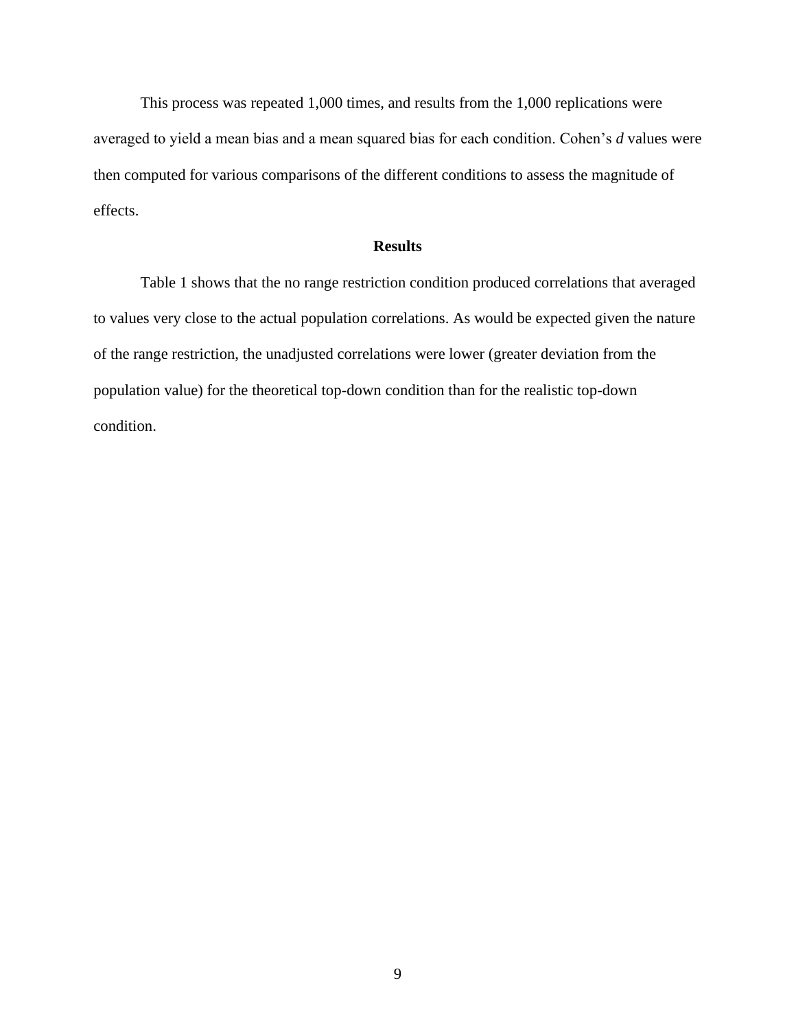This process was repeated 1,000 times, and results from the 1,000 replications were averaged to yield a mean bias and a mean squared bias for each condition. Cohen's *d* values were then computed for various comparisons of the different conditions to assess the magnitude of effects.

## Results

Table 1 shows that the no range restriction condition produced correlations that averaged to values very close to the actual population correlations. As would be expected given the nature of the range restriction, the unadjusted correlations were lower (greater deviation from the population value) for the theoretical top-down condition than for the realistic top-down condition.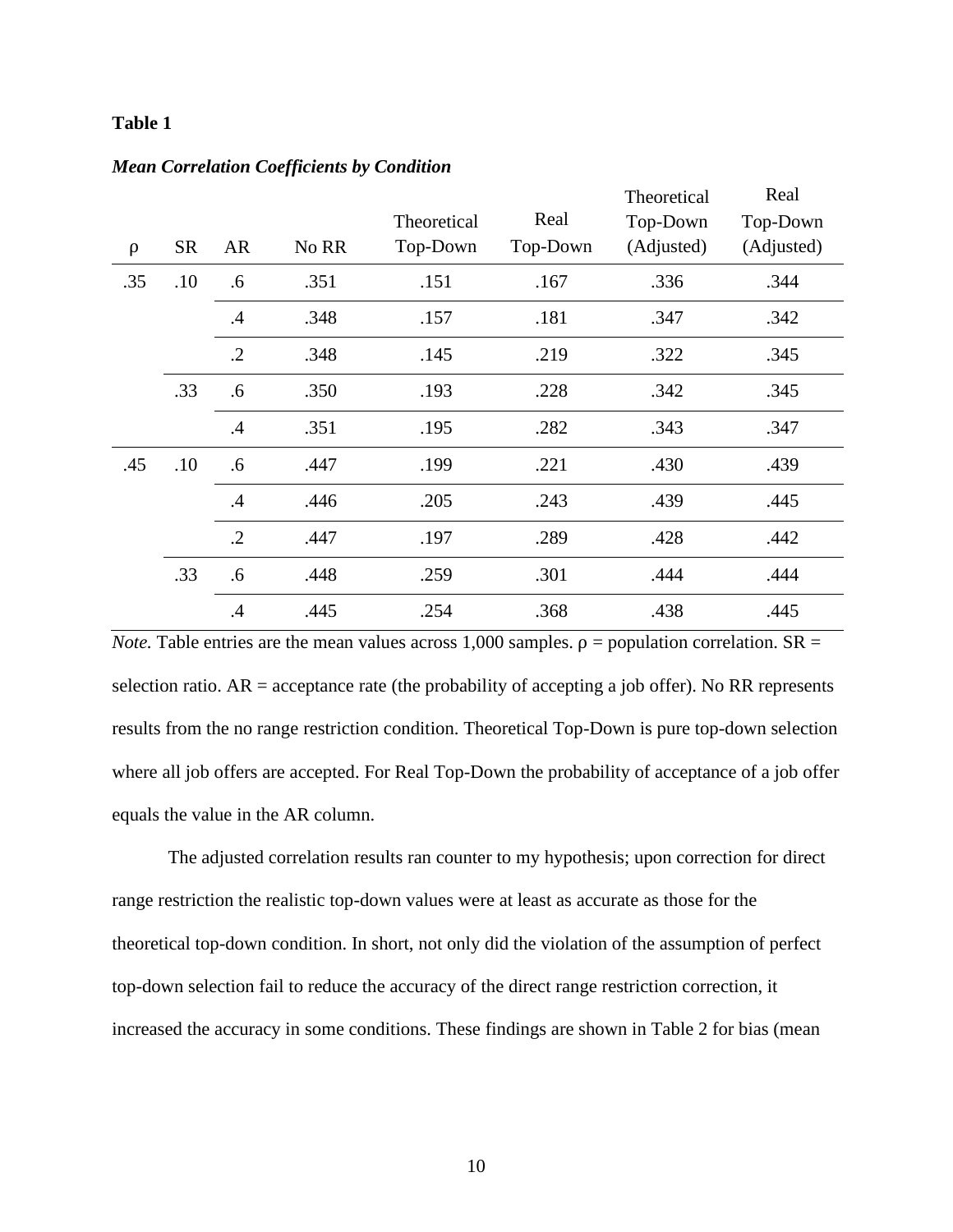**Table 1**

***Mean Correlation Coefficients by Condition***

| ρ | SR | AR | No RR | Theoretical Top-Down | Real Top-Down | Theoretical Top-Down (Adjusted) | Real Top-Down (Adjusted) |
|---|---|---|---|---|---|---|---|
| .35 | .10 | .6 | .351 | .151 | .167 | .336 | .344 |
| | | .4 | .348 | .157 | .181 | .347 | .342 |
| | | .2 | .348 | .145 | .219 | .322 | .345 |
| | .33 | .6 | .350 | .193 | .228 | .342 | .345 |
| | | .4 | .351 | .195 | .282 | .343 | .347 |
| .45 | .10 | .6 | .447 | .199 | .221 | .430 | .439 |
| | | .4 | .446 | .205 | .243 | .439 | .445 |
| | | .2 | .447 | .197 | .289 | .428 | .442 |
| | .33 | .6 | .448 | .259 | .301 | .444 | .444 |
| | | .4 | .445 | .254 | .368 | .438 | .445 |

*Note.* Table entries are the mean values across 1,000 samples. ρ = population correlation. SR = selection ratio. AR = acceptance rate (the probability of accepting a job offer). No RR represents results from the no range restriction condition. Theoretical Top-Down is pure top-down selection where all job offers are accepted. For Real Top-Down the probability of acceptance of a job offer equals the value in the AR column.

The adjusted correlation results ran counter to my hypothesis; upon correction for direct range restriction the realistic top-down values were at least as accurate as those for the theoretical top-down condition. In short, not only did the violation of the assumption of perfect top-down selection fail to reduce the accuracy of the direct range restriction correction, it increased the accuracy in some conditions. These findings are shown in Table 2 for bias (mean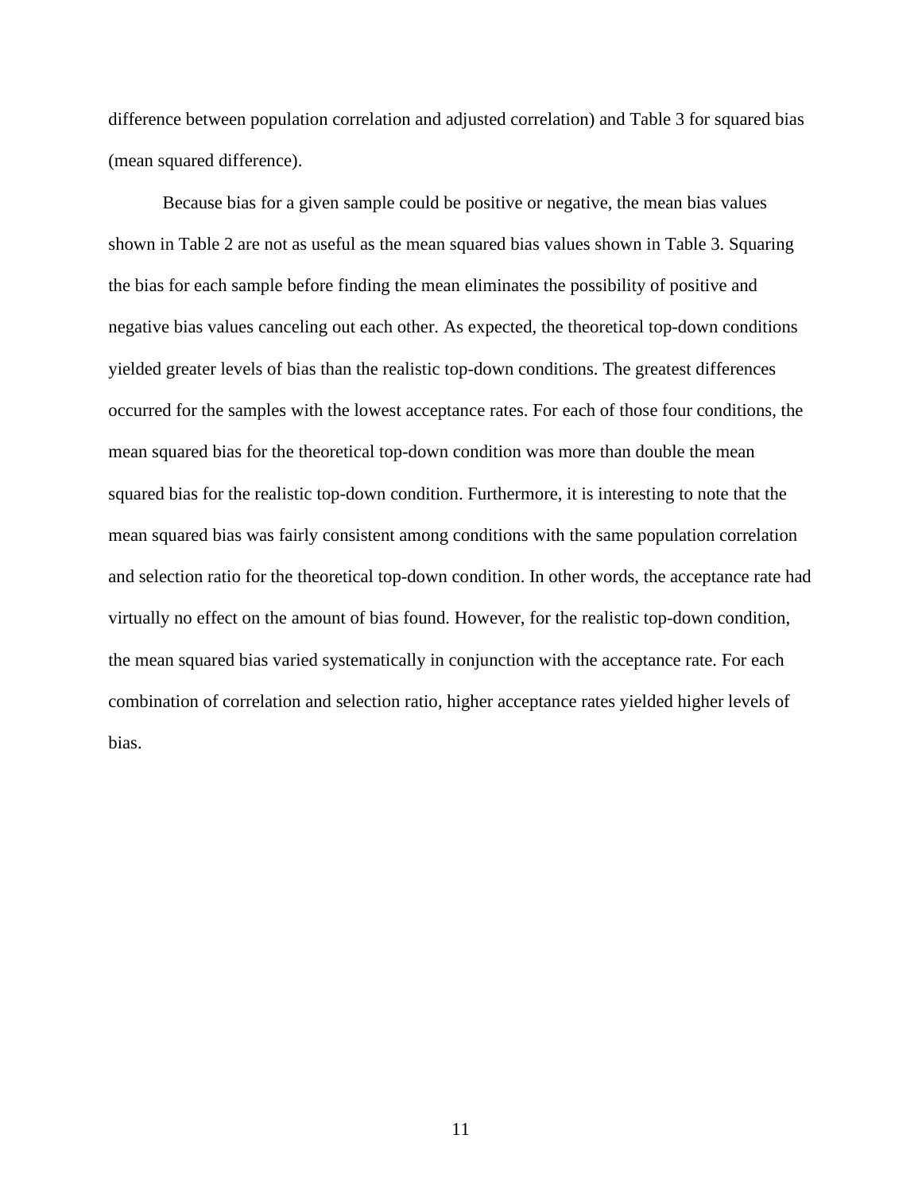difference between population correlation and adjusted correlation) and Table 3 for squared bias (mean squared difference).

Because bias for a given sample could be positive or negative, the mean bias values shown in Table 2 are not as useful as the mean squared bias values shown in Table 3. Squaring the bias for each sample before finding the mean eliminates the possibility of positive and negative bias values canceling out each other. As expected, the theoretical top-down conditions yielded greater levels of bias than the realistic top-down conditions. The greatest differences occurred for the samples with the lowest acceptance rates. For each of those four conditions, the mean squared bias for the theoretical top-down condition was more than double the mean squared bias for the realistic top-down condition. Furthermore, it is interesting to note that the mean squared bias was fairly consistent among conditions with the same population correlation and selection ratio for the theoretical top-down condition. In other words, the acceptance rate had virtually no effect on the amount of bias found. However, for the realistic top-down condition, the mean squared bias varied systematically in conjunction with the acceptance rate. For each combination of correlation and selection ratio, higher acceptance rates yielded higher levels of bias.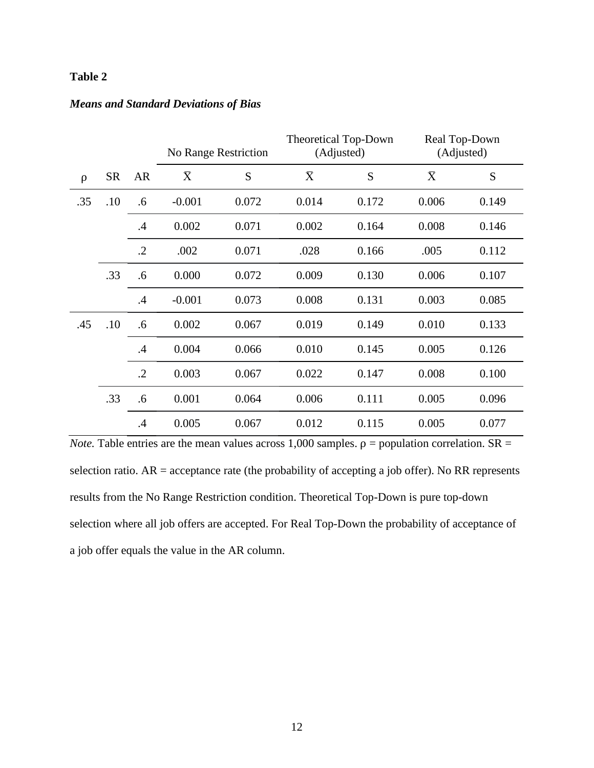**Table 2**

***Means and Standard Deviations of Bias***

| | | | No Range Restriction | | Theoretical Top-Down (Adjusted) | | Real Top-Down (Adjusted) | |
|---|---|---|---|---|---|---|---|---|
| ρ | SR | AR | $\bar{X}$ | S | $\bar{X}$ | S | $\bar{X}$ | S |
| .35 | .10 | .6 | -0.001 | 0.072 | 0.014 | 0.172 | 0.006 | 0.149 |
| | | .4 | 0.002 | 0.071 | 0.002 | 0.164 | 0.008 | 0.146 |
| | | .2 | .002 | 0.071 | .028 | 0.166 | .005 | 0.112 |
| | .33 | .6 | 0.000 | 0.072 | 0.009 | 0.130 | 0.006 | 0.107 |
| | | .4 | -0.001 | 0.073 | 0.008 | 0.131 | 0.003 | 0.085 |
| .45 | .10 | .6 | 0.002 | 0.067 | 0.019 | 0.149 | 0.010 | 0.133 |
| | | .4 | 0.004 | 0.066 | 0.010 | 0.145 | 0.005 | 0.126 |
| | | .2 | 0.003 | 0.067 | 0.022 | 0.147 | 0.008 | 0.100 |
| | .33 | .6 | 0.001 | 0.064 | 0.006 | 0.111 | 0.005 | 0.096 |
| | | .4 | 0.005 | 0.067 | 0.012 | 0.115 | 0.005 | 0.077 |

*Note.* Table entries are the mean values across 1,000 samples. ρ = population correlation. SR = selection ratio. AR = acceptance rate (the probability of accepting a job offer). No RR represents results from the No Range Restriction condition. Theoretical Top-Down is pure top-down selection where all job offers are accepted. For Real Top-Down the probability of acceptance of a job offer equals the value in the AR column.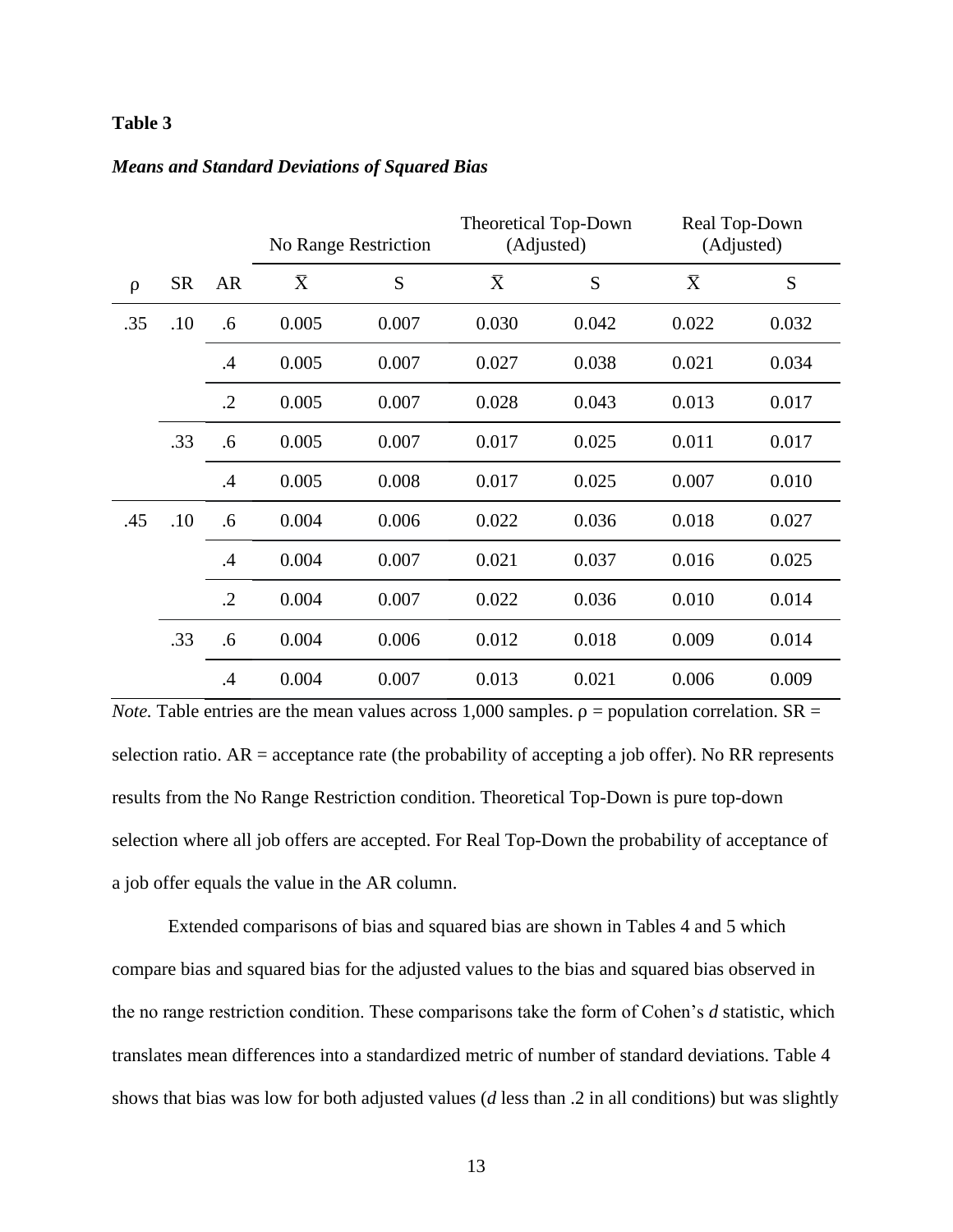**Table 3**

***Means and Standard Deviations of Squared Bias***

| | | | No Range Restriction | | Theoretical Top-Down (Adjusted) | | Real Top-Down (Adjusted) | |
|---|---|---|---|---|---|---|---|---|
| ρ | SR | AR | $\bar{X}$ | S | $\bar{X}$ | S | $\bar{X}$ | S |
| .35 | .10 | .6 | 0.005 | 0.007 | 0.030 | 0.042 | 0.022 | 0.032 |
| | | .4 | 0.005 | 0.007 | 0.027 | 0.038 | 0.021 | 0.034 |
| | | .2 | 0.005 | 0.007 | 0.028 | 0.043 | 0.013 | 0.017 |
| | .33 | .6 | 0.005 | 0.007 | 0.017 | 0.025 | 0.011 | 0.017 |
| | | .4 | 0.005 | 0.008 | 0.017 | 0.025 | 0.007 | 0.010 |
| .45 | .10 | .6 | 0.004 | 0.006 | 0.022 | 0.036 | 0.018 | 0.027 |
| | | .4 | 0.004 | 0.007 | 0.021 | 0.037 | 0.016 | 0.025 |
| | | .2 | 0.004 | 0.007 | 0.022 | 0.036 | 0.010 | 0.014 |
| | .33 | .6 | 0.004 | 0.006 | 0.012 | 0.018 | 0.009 | 0.014 |
| | | .4 | 0.004 | 0.007 | 0.013 | 0.021 | 0.006 | 0.009 |

*Note.* Table entries are the mean values across 1,000 samples. ρ = population correlation. SR = selection ratio. AR = acceptance rate (the probability of accepting a job offer). No RR represents results from the No Range Restriction condition. Theoretical Top-Down is pure top-down selection where all job offers are accepted. For Real Top-Down the probability of acceptance of a job offer equals the value in the AR column.

Extended comparisons of bias and squared bias are shown in Tables 4 and 5 which compare bias and squared deviations bias for the adjusted values to the bias and squared bias observed in the no range restriction condition. These comparisons take the form of Cohen's *d* statistic, which translates mean differences into a standardized metric of number of standard deviations. Table 4 shows that bias was low for both adjusted values (*d* less than .2 in all conditions) but was slightly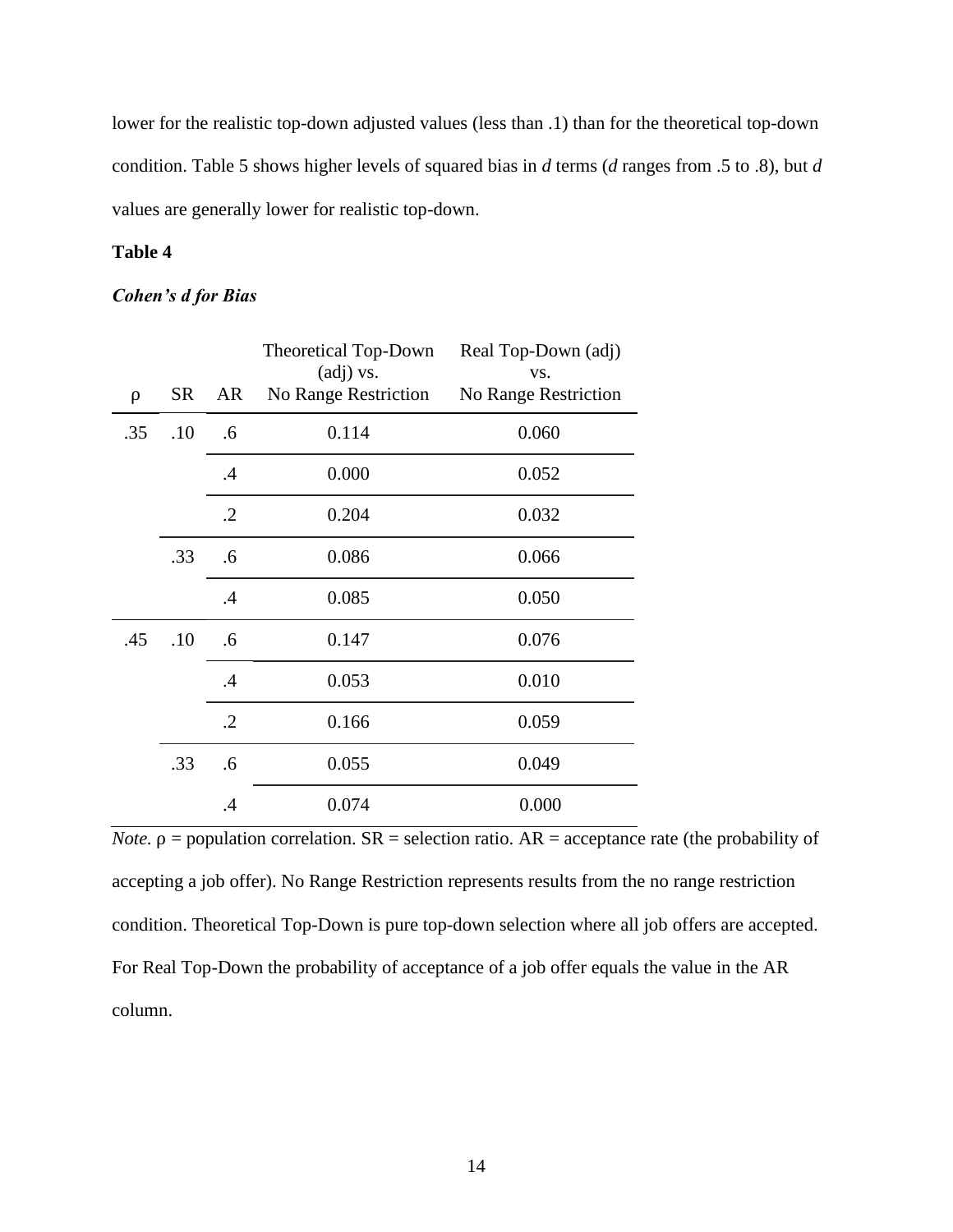lower for the realistic top-down adjusted values (less than .1) than for the theoretical top-down condition. Table 5 shows higher levels of squared bias in *d* terms (*d* ranges from .5 to .8), but *d* values are generally lower for realistic top-down.

**Table 4**

***Cohen's d for Bias***

| ρ | SR | AR | Theoretical Top-Down (adj) vs. No Range Restriction | Real Top-Down (adj) vs. No Range Restriction |
|---|---|---|---|---|
| .35 | .10 | .6 | 0.114 | 0.060 |
| | | .4 | 0.000 | 0.052 |
| | | .2 | 0.204 | 0.032 |
| | .33 | .6 | 0.086 | 0.066 |
| | | .4 | 0.085 | 0.050 |
| .45 | .10 | .6 | 0.147 | 0.076 |
| | | .4 | 0.053 | 0.010 |
| | | .2 | 0.166 | 0.059 |
| | .33 | .6 | 0.055 | 0.049 |
| | | .4 | 0.074 | 0.000 |

*Note.* ρ = population correlation. SR = selection ratio. AR = acceptance rate (the probability of accepting a job offer). No Range Restriction represents results from the no range restriction condition. Theoretical Top-Down is pure top-down selection where all job offers are accepted. For Real Top-Down the probability of acceptance of a job offer equals the value in the AR column.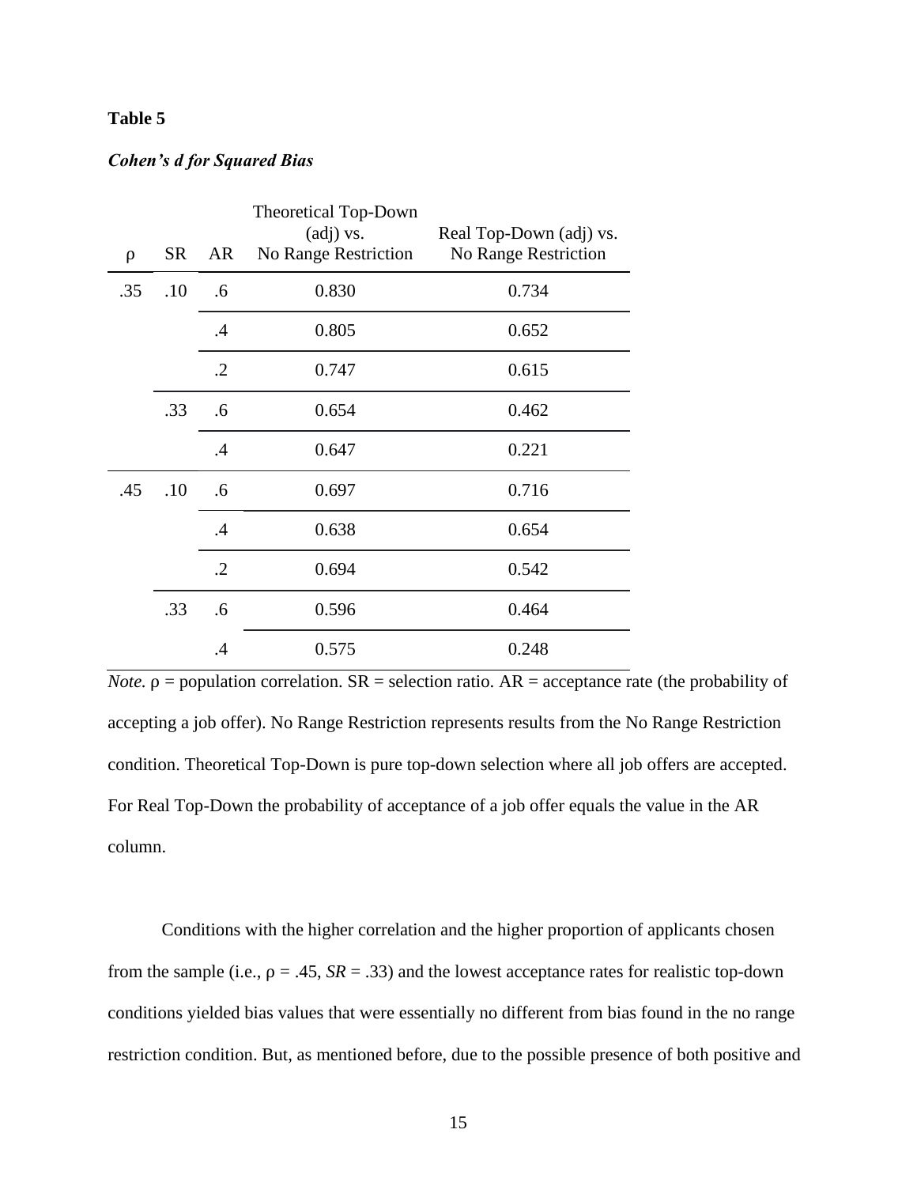**Table 5**

***Cohen's d for Squared Bias***

| ρ | SR | AR | Theoretical Top-Down (adj) vs. No Range Restriction | Real Top-Down (adj) vs. No Range Restriction |
|---|---|---|---|---|
| .35 | .10 | .6 | 0.830 | 0.734 |
| | | .4 | 0.805 | 0.652 |
| | | .2 | 0.747 | 0.615 |
| | .33 | .6 | 0.654 | 0.462 |
| | | .4 | 0.647 | 0.221 |
| .45 | .10 | .6 | 0.697 | 0.716 |
| | | .4 | 0.638 | 0.654 |
| | | .2 | 0.694 | 0.542 |
| | .33 | .6 | 0.596 | 0.464 |
| | | .4 | 0.575 | 0.248 |

*Note.* ρ = population correlation. SR = selection ratio. AR = acceptance rate (the probability of accepting a job offer). No Range Restriction represents results from the No Range Restriction condition. Theoretical Top-Down is pure top-down selection where all job offers are accepted. For Real Top-Down the probability of acceptance of a job offer equals the value in the AR column.

Conditions with the higher correlation and the higher proportion of applicants chosen from the sample (i.e., ρ = .45, *SR* = .33) and the lowest acceptance rates for realistic top-down conditions yielded bias values that were essentially no different from bias found in the no range restriction condition. But, as mentioned before, due to the possible presence of both positive and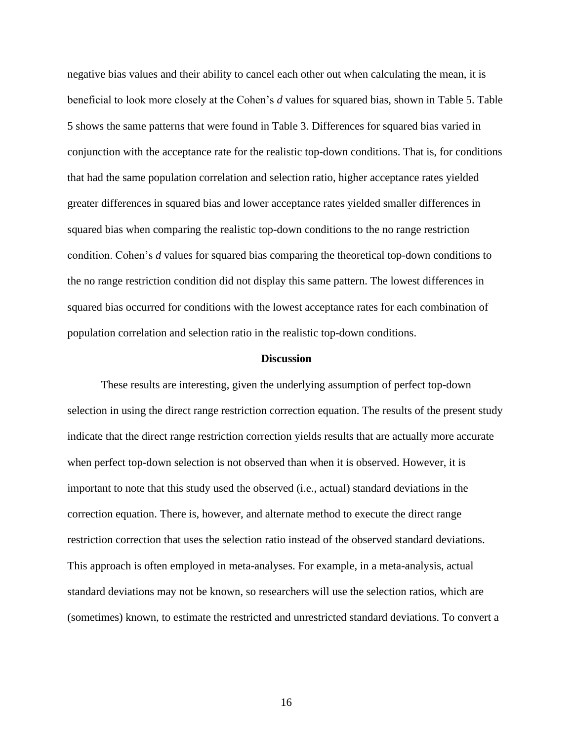negative bias values and their ability to cancel each other out when calculating the mean, it is beneficial to look more closely at the Cohen's *d* values for squared bias, shown in Table 5. Table 5 shows the same patterns that were found in Table 3. Differences for squared bias varied in conjunction with the acceptance rate for the realistic top-down conditions. That is, for conditions that had the same population correlation and selection ratio, higher acceptance rates yielded greater differences in squared bias and lower acceptance rates yielded smaller differences in squared bias when comparing the realistic top-down conditions to the no range restriction condition. Cohen's *d* values for squared bias comparing the theoretical top-down conditions to the no range restriction condition did not display this same pattern. The lowest differences in squared bias occurred for conditions with the lowest acceptance rates for each combination of population correlation and selection ratio in the realistic top-down conditions.

**Discussion**

These results are interesting, given the underlying assumption of perfect top-down selection in using the direct range restriction correction equation. The results of the present study indicate that the direct range restriction correction yields results that are actually more accurate when perfect top-down selection is not observed than when it is observed. However, it is important to note that this study used the observed (i.e., actual) standard deviations in the correction equation. There is, however, and alternate method to execute the direct range restriction correction that uses the selection ratio instead of the observed standard deviations. This approach is often employed in meta-analyses. For example, in a meta-analysis, actual standard deviations may not be known, so researchers will use the selection ratios, which are (sometimes) known, to estimate the restricted and unrestricted standard deviations. To convert a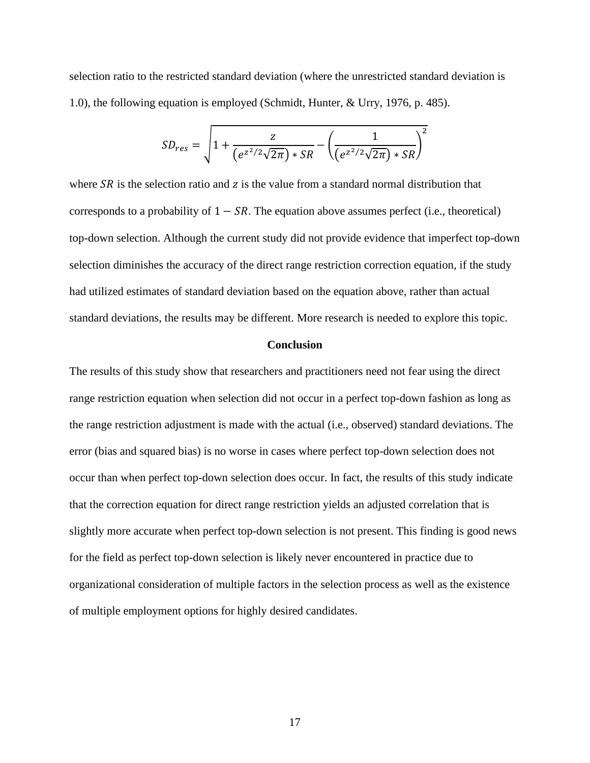selection ratio to the restricted standard deviation (where the unrestricted standard deviation is 1.0), the following equation is employed (Schmidt, Hunter, & Urry, 1976, p. 485).

$$SD_{res} = \sqrt{1 + \frac{z}{\left(e^{z^2/2}\sqrt{2\pi}\right) * SR} - \left(\frac{1}{\left(e^{z^2/2}\sqrt{2\pi}\right) * SR}\right)^2}$$

where $SR$ is the selection ratio and $z$ is the value from a standard normal distribution that corresponds to a probability of $1 - SR$. The equation above assumes perfect (i.e., theoretical) top-down selection. Although the current study did not provide evidence that imperfect top-down selection diminishes the accuracy of the direct range restriction correction equation, if the study had utilized estimates of standard deviation based on the equation above, rather than actual standard deviations, the results may be different. More research is needed to explore this topic.

## Conclusion

The results of this study show that researchers and practitioners need not fear using the direct range restriction equation when selection did not occur in a perfect top-down fashion as long as the range restriction adjustment is made with the actual (i.e., observed) standard deviations. The error (bias and squared bias) is no worse in cases where perfect top-down selection does not occur than when perfect top-down selection does occur. In fact, the results of this study indicate that the correction equation for direct range restriction yields an adjusted correlation that is slightly more accurate when perfect top-down selection is not present. This finding is good news for the field as perfect top-down selection is likely never encountered in practice due to organizational consideration of multiple factors in the selection process as well as the existence of multiple employment options for highly desired candidates.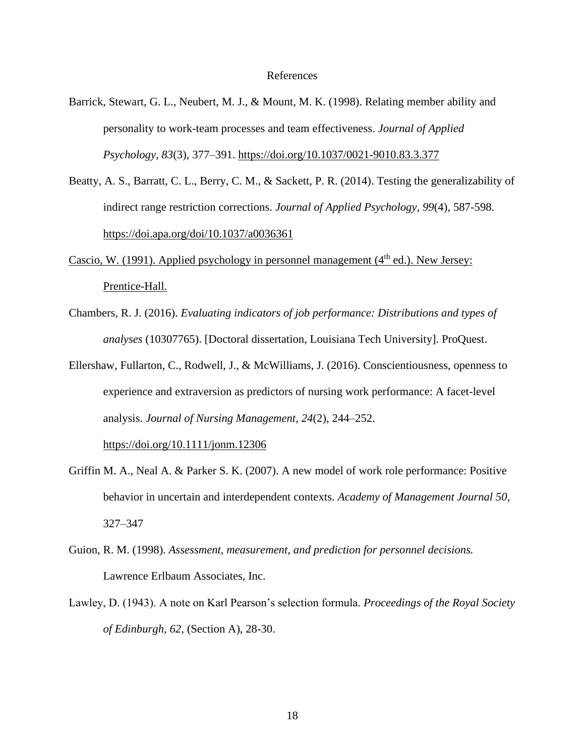# References

Barrick, Stewart, G. L., Neubert, M. J., & Mount, M. K. (1998). Relating member ability and personality to work-team processes and team effectiveness. *Journal of Applied Psychology*, *83*(3), 377–391. https://doi.org/10.1037/0021-9010.83.3.377

Beatty, A. S., Barratt, C. L., Berry, C. M., & Sackett, P. R. (2014). Testing the generalizability of indirect range restriction corrections. *Journal of Applied Psychology, 99*(4), 587-598. https://doi.apa.org/doi/10.1037/a0036361

Cascio, W. (1991). Applied psychology in personnel management (4th ed.). New Jersey: Prentice-Hall.

Chambers, R. J. (2016). *Evaluating indicators of job performance: Distributions and types of analyses* (10307765). [Doctoral dissertation, Louisiana Tech University]. ProQuest.

Ellershaw, Fullarton, C., Rodwell, J., & McWilliams, J. (2016). Conscientiousness, openness to experience and extraversion as predictors of nursing work performance: A facet-level analysis. *Journal of Nursing Management*, *24*(2), 244–252. https://doi.org/10.1111/jonm.12306

Griffin M. A., Neal A. & Parker S. K. (2007). A new model of work role performance: Positive behavior in uncertain and interdependent contexts. *Academy of Management Journal 50*, 327–347

Guion, R. M. (1998). *Assessment, measurement, and prediction for personnel decisions.* Lawrence Erlbaum Associates, Inc.

Lawley, D. (1943). A note on Karl Pearson's selection formula. *Proceedings of the Royal Society of Edinburgh, 62,* (Section A), 28-30.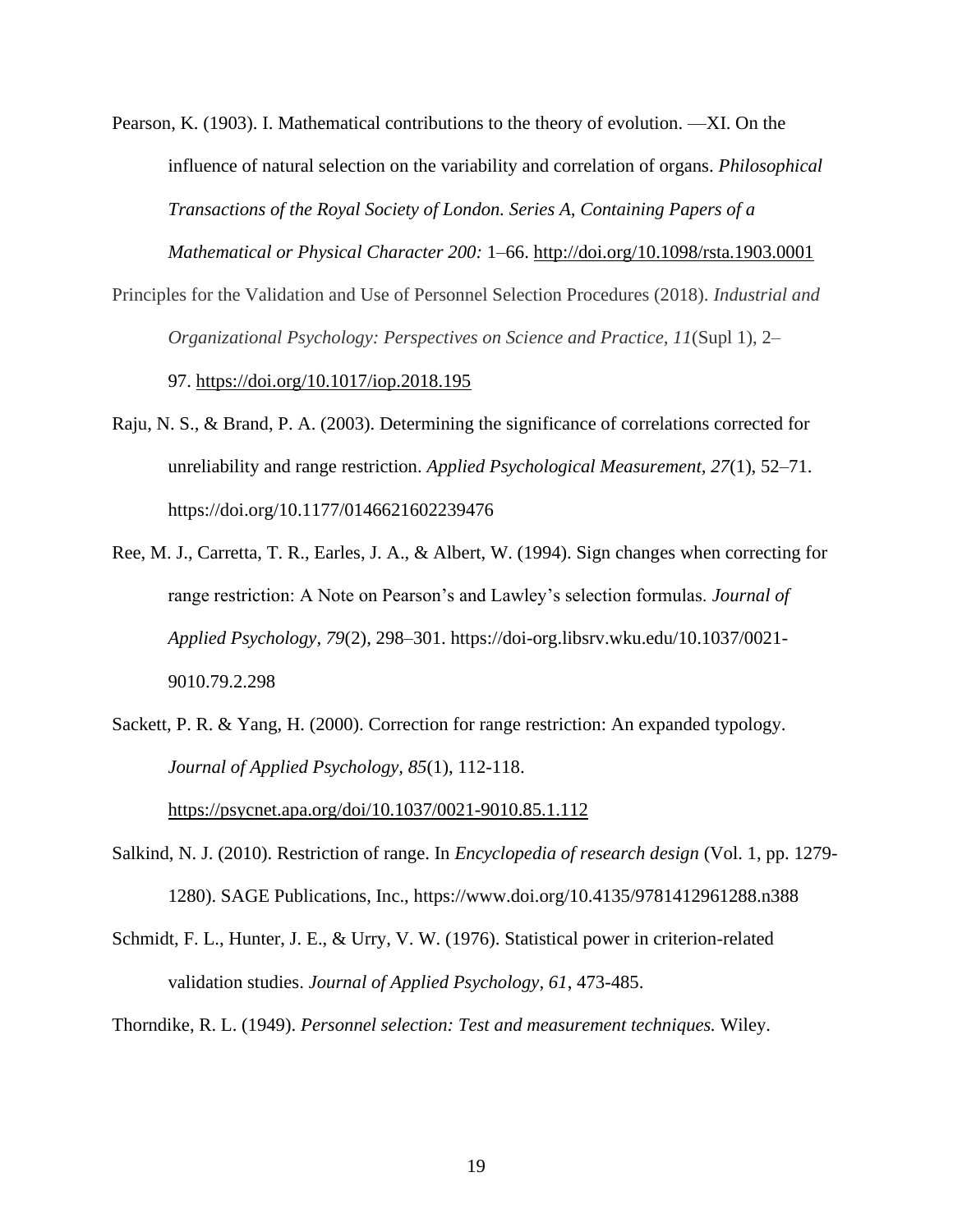Pearson, K. (1903). I. Mathematical contributions to the theory of evolution. —XI. On the influence of natural selection on the variability and correlation of organs. *Philosophical Transactions of the Royal Society of London. Series A, Containing Papers of a Mathematical or Physical Character 200:* 1–66. http://doi.org/10.1098/rsta.1903.0001

Principles for the Validation and Use of Personnel Selection Procedures (2018). *Industrial and Organizational Psychology: Perspectives on Science and Practice*, *11*(Supl 1), 2–97. https://doi.org/10.1017/iop.2018.195

Raju, N. S., & Brand, P. A. (2003). Determining the significance of correlations corrected for unreliability and range restriction. *Applied Psychological Measurement, 27*(1), 52–71. https://doi.org/10.1177/0146621602239476

Ree, M. J., Carretta, T. R., Earles, J. A., & Albert, W. (1994). Sign changes when correcting for range restriction: A Note on Pearson's and Lawley's selection formulas. *Journal of Applied Psychology, 79*(2), 298–301. https://doi-org.libsrv.wku.edu/10.1037/0021-9010.79.2.298

Sackett, P. R. & Yang, H. (2000). Correction for range restriction: An expanded typology. *Journal of Applied Psychology, 85*(1), 112-118. https://psycnet.apa.org/doi/10.1037/0021-9010.85.1.112

Salkind, N. J. (2010). Restriction of range. In *Encyclopedia of research design* (Vol. 1, pp. 1279-1280). SAGE Publications, Inc., https://www.doi.org/10.4135/9781412961288.n388

Schmidt, F. L., Hunter, J. E., & Urry, V. W. (1976). Statistical power in criterion-related validation studies. *Journal of Applied Psychology, 61*, 473-485.

Thorndike, R. L. (1949). *Personnel selection: Test and measurement techniques.* Wiley.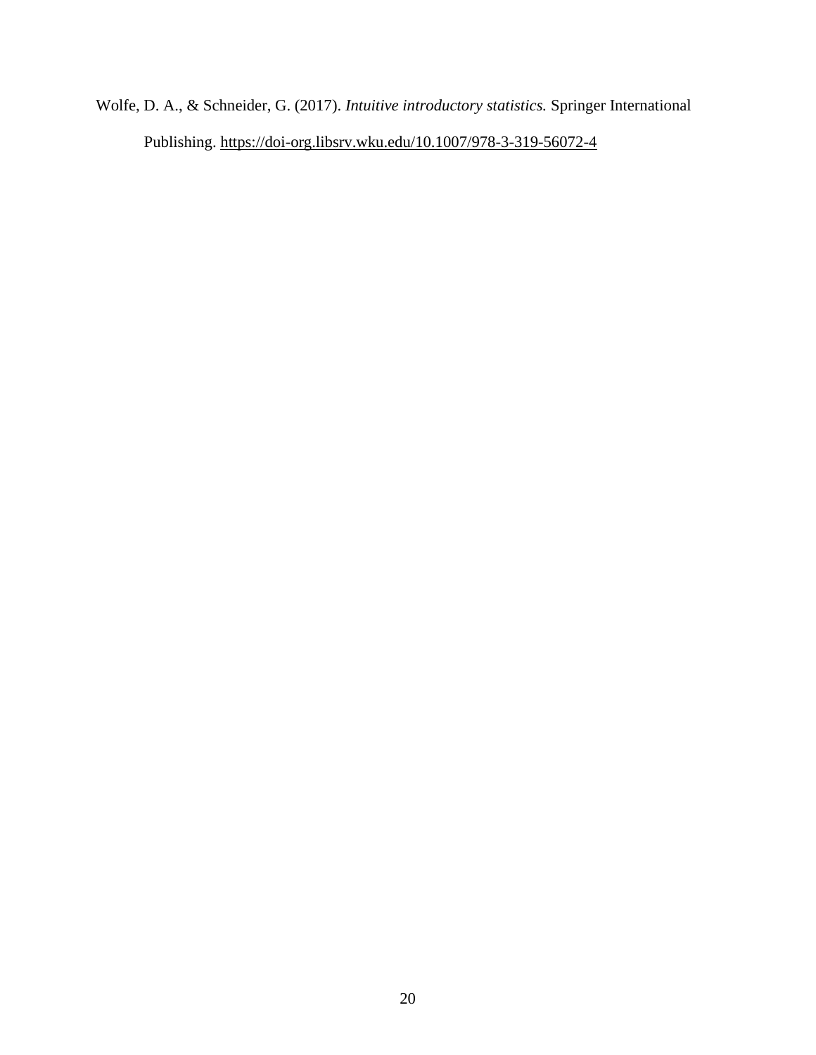Wolfe, D. A., & Schneider, G. (2017). *Intuitive introductory statistics.* Springer International Publishing. https://doi-org.libsrv.wku.edu/10.1007/978-3-319-56072-4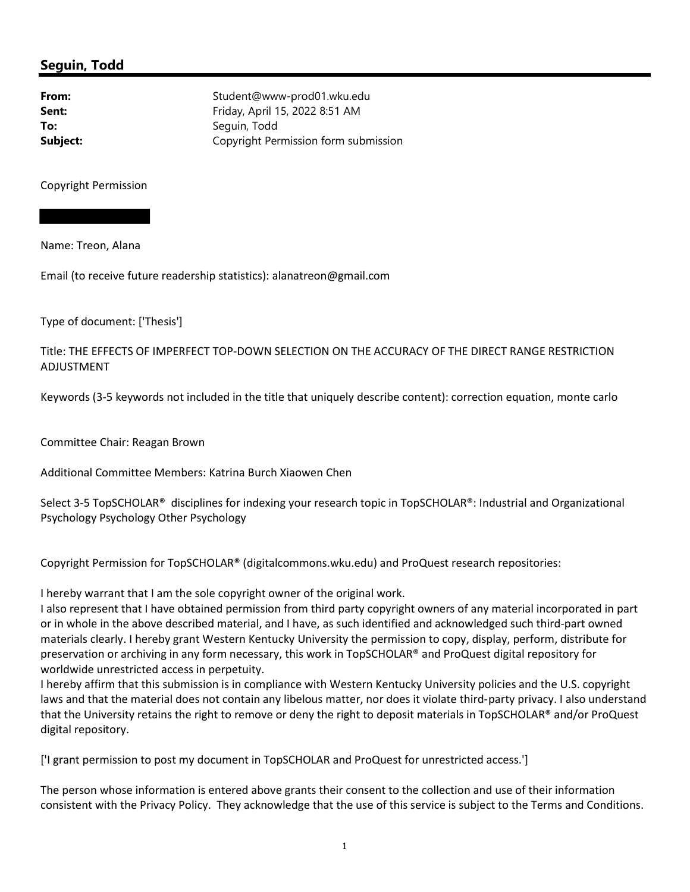## Seguin, Todd

**From:** Student@www-prod01.wku.edu
**Sent:** Friday, April 15, 2022 8:51 AM
**To:** Seguin, Todd
**Subject:** Copyright Permission form submission

Copyright Permission

Name: Treon, Alana

Email (to receive future readership statistics): alanatreon@gmail.com

Type of document: ['Thesis']

Title: THE EFFECTS OF IMPERFECT TOP-DOWN SELECTION ON THE ACCURACY OF THE DIRECT RANGE RESTRICTION ADJUSTMENT

Keywords (3-5 keywords not included in the title that uniquely describe content): correction equation, monte carlo

Committee Chair: Reagan Brown

Additional Committee Members: Katrina Burch Xiaowen Chen

Select 3-5 TopSCHOLAR® disciplines for indexing your research topic in TopSCHOLAR®: Industrial and Organizational Psychology Psychology Other Psychology

Copyright Permission for TopSCHOLAR® (digitalcommons.wku.edu) and ProQuest research repositories:

I hereby warrant that I am the sole copyright owner of the original work.
I also represent that I have obtained permission from third party copyright owners of any material incorporated in part or in whole in the above described material, and I have, as such identified and acknowledged such third-part owned materials clearly. I hereby grant Western Kentucky University the permission to copy, display, perform, distribute for preservation or archiving in any form necessary, this work in TopSCHOLAR® and ProQuest digital repository for worldwide unrestricted access in perpetuity.
I hereby affirm that this submission is in compliance with Western Kentucky University policies and the U.S. copyright laws and that the material does not contain any libelous matter, nor does it violate third-party privacy. I also understand that the University retains the right to remove or deny the right to deposit materials in TopSCHOLAR® and/or ProQuest digital repository.

['I grant permission to post my document in TopSCHOLAR and ProQuest for unrestricted access.']

The person whose information is entered above grants their consent to the collection and use of their information consistent with the Privacy Policy. They acknowledge that the use of this service is subject to the Terms and Conditions.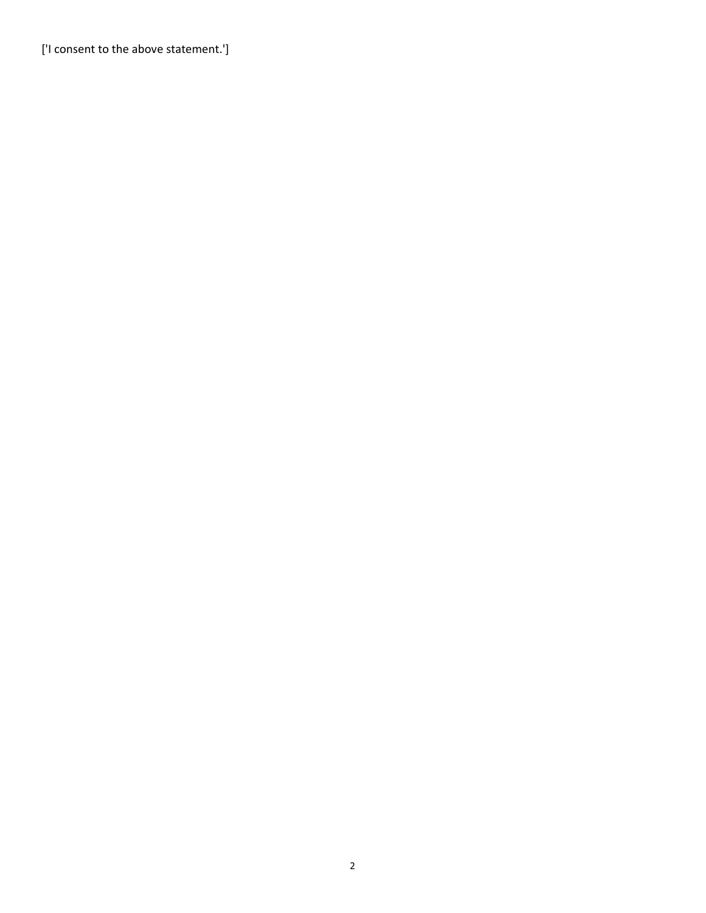['I consent to the above statement.']